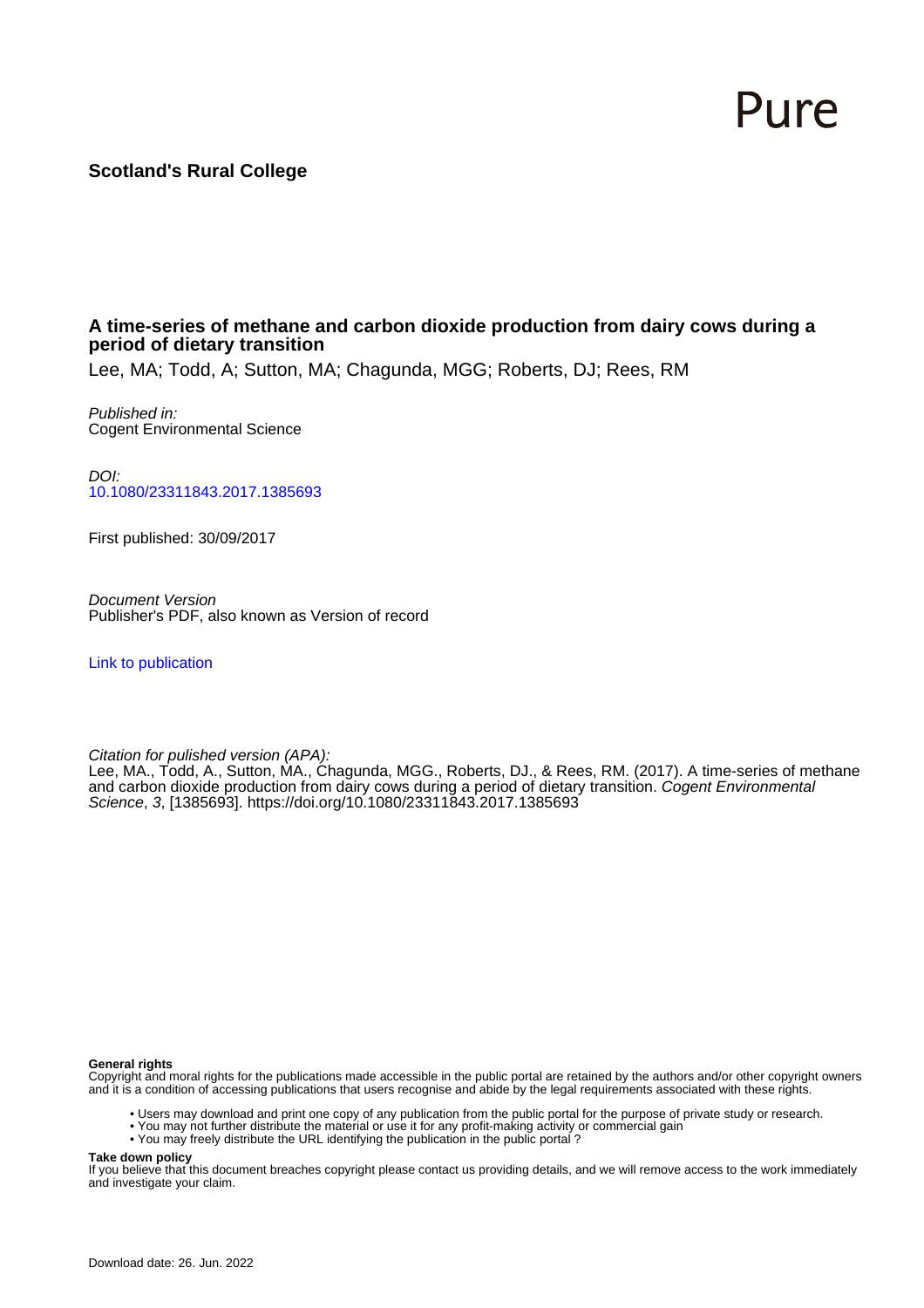Pure

**Scotland's Rural College**

## A time-series of methane and carbon dioxide production from dairy cows during a period of dietary transition

Lee, MA; Todd, A; Sutton, MA; Chagunda, MGG; Roberts, DJ; Rees, RM

*Published in:*
Cogent Environmental Science

*DOI:*
10.1080/23311843.2017.1385693

First published: 30/09/2017

*Document Version*
Publisher's PDF, also known as Version of record

Link to publication

*Citation for pulished version (APA):*
Lee, MA., Todd, A., Sutton, MA., Chagunda, MGG., Roberts, DJ., & Rees, RM. (2017). A time-series of methane and carbon dioxide production from dairy cows during a period of dietary transition. *Cogent Environmental Science*, *3*, [1385693]. https://doi.org/10.1080/23311843.2017.1385693

**General rights**
Copyright and moral rights for the publications made accessible in the public portal are retained by the authors and/or other copyright owners and it is a condition of accessing publications that users recognise and abide by the legal requirements associated with these rights.

- Users may download and print one copy of any publication from the public portal for the purpose of private study or research.
- You may not further distribute the material or use it for any profit-making activity or commercial gain
- You may freely distribute the URL identifying the publication in the public portal ?

**Take down policy**
If you believe that this document breaches copyright please contact us providing details, and we will remove access to the work immediately and investigate your claim.

Download date: 26. Jun. 2022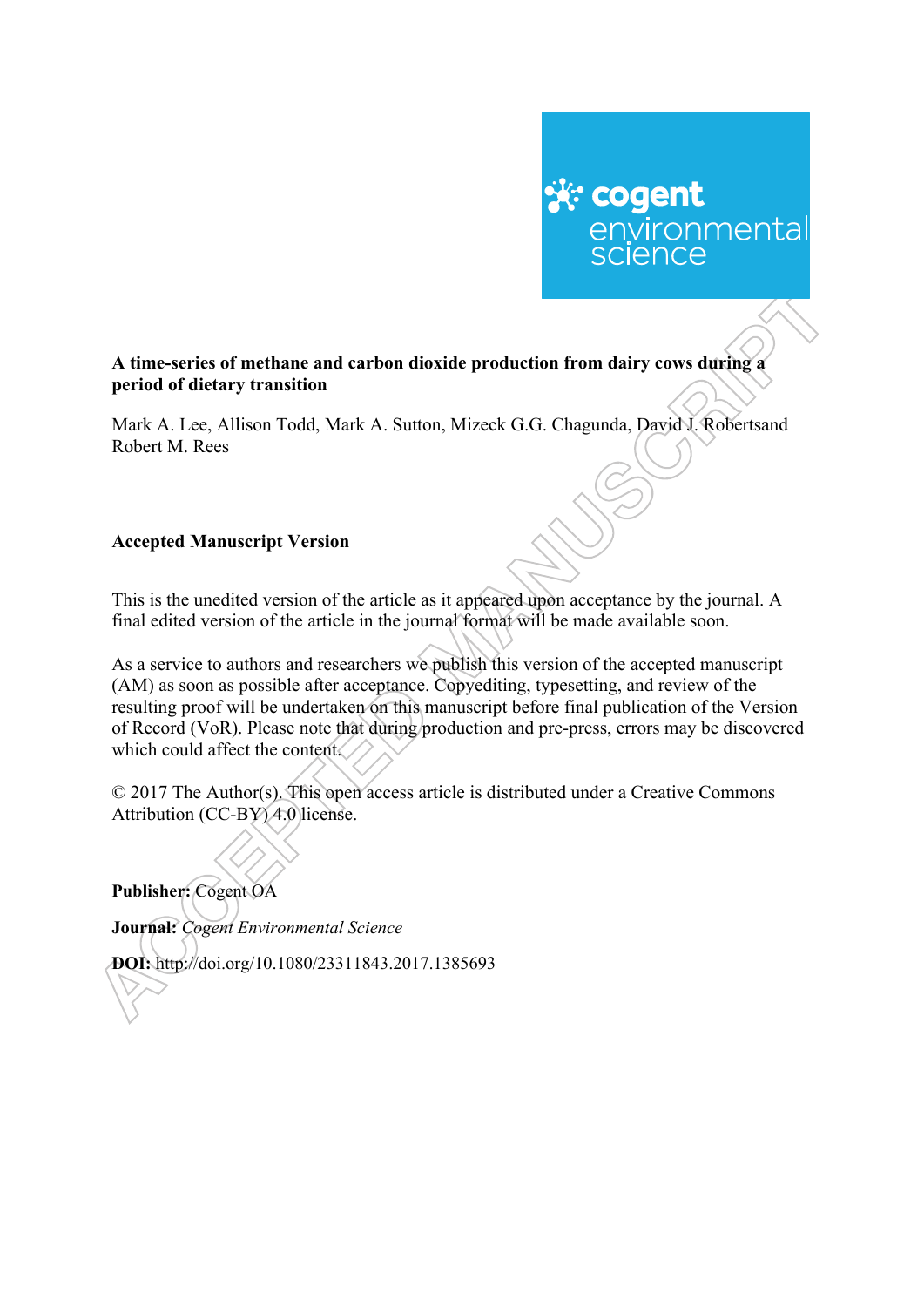**A time-series of methane and carbon dioxide production from dairy cows during a period of dietary transition**

Mark A. Lee, Allison Todd, Mark A. Sutton, Mizeck G.G. Chagunda, David J. Robertsand Robert M. Rees

**Accepted Manuscript Version**

This is the unedited version of the article as it appeared upon acceptance by the journal. A final edited version of the article in the journal format will be made available soon.

As a service to authors and researchers we publish this version of the accepted manuscript (AM) as soon as possible after acceptance. Copyediting, typesetting, and review of the resulting proof will be undertaken on this manuscript before final publication of the Version of Record (VoR). Please note that during production and pre-press, errors may be discovered which could affect the content.

© 2017 The Author(s). This open access article is distributed under a Creative Commons Attribution (CC-BY) 4.0 license.

**Publisher:** Cogent OA

**Journal:** *Cogent Environmental Science*

**DOI:** http://doi.org/10.1080/23311843.2017.1385693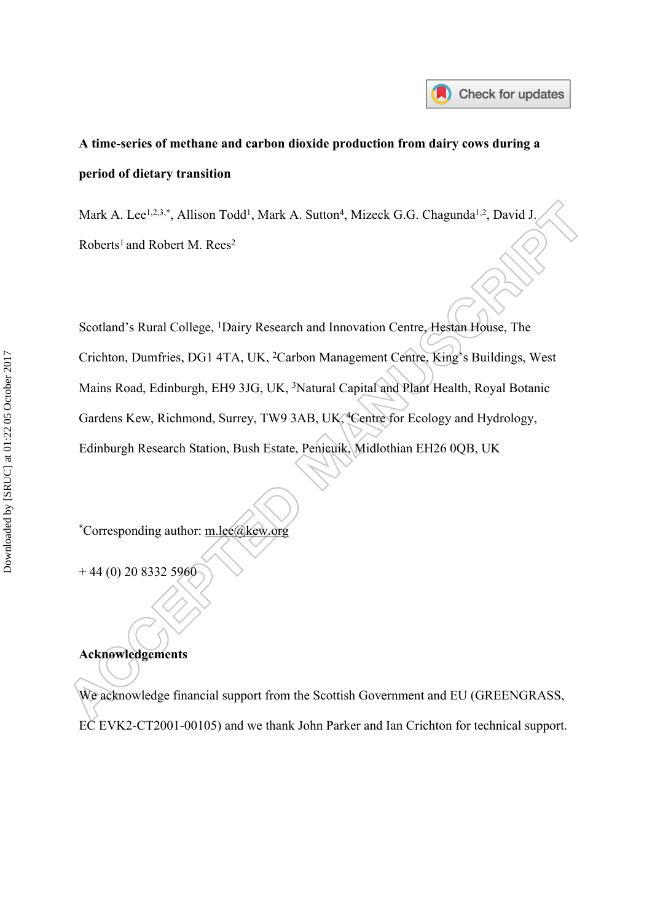**A time-series of methane and carbon dioxide production from dairy cows during a period of dietary transition**

Mark A. Lee[1,2,3,*], Allison Todd[1], Mark A. Sutton[4], Mizeck G.G. Chagunda[1,2], David J. Roberts[1] and Robert M. Rees[2]

Scotland's Rural College, [1]Dairy Research and Innovation Centre, Hestan House, The Crichton, Dumfries, DG1 4TA, UK, [2]Carbon Management Centre, King's Buildings, West Mains Road, Edinburgh, EH9 3JG, UK, [3]Natural Capital and Plant Health, Royal Botanic Gardens Kew, Richmond, Surrey, TW9 3AB, UK, [4]Centre for Ecology and Hydrology, Edinburgh Research Station, Bush Estate, Penicuik, Midlothian EH26 0QB, UK

[*]Corresponding author: m.lee@kew.org

+ 44 (0) 20 8332 5960

**Acknowledgements**

We acknowledge financial support from the Scottish Government and EU (GREENGRASS, EC EVK2-CT2001-00105) and we thank John Parker and Ian Crichton for technical support.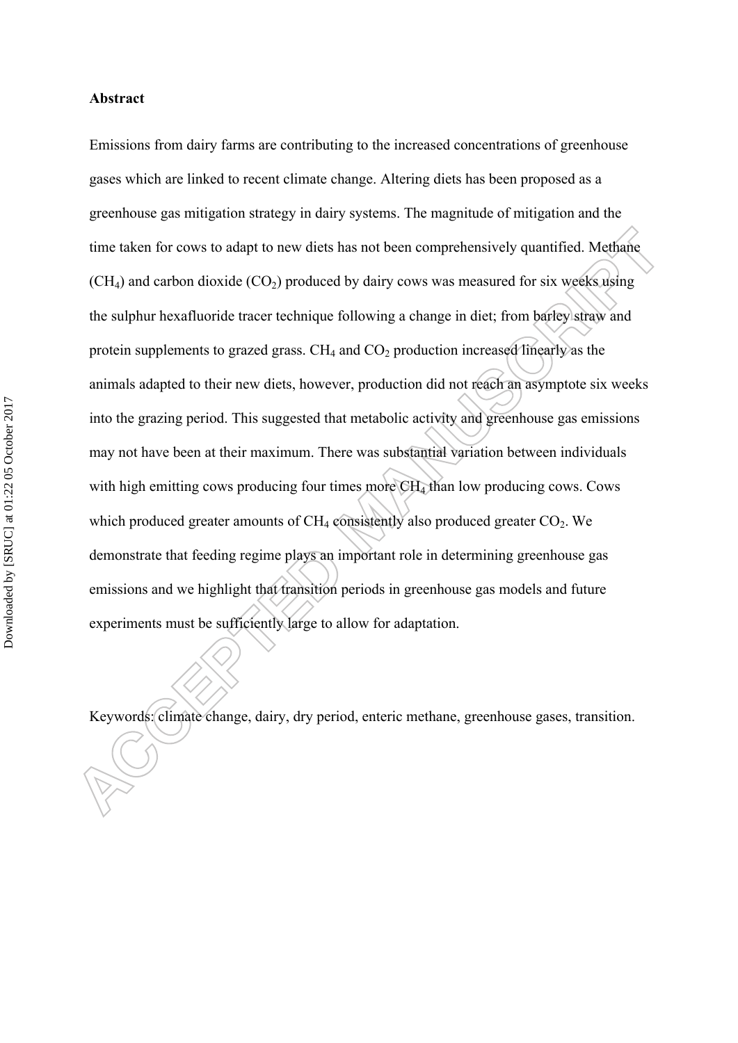**Abstract**

Emissions from dairy farms are contributing to the increased concentrations of greenhouse gases which are linked to recent climate change. Altering diets has been proposed as a greenhouse gas mitigation strategy in dairy systems. The magnitude of mitigation and the time taken for cows to adapt to new diets has not been comprehensively quantified. Methane ($CH_4$) and carbon dioxide ($CO_2$) produced by dairy cows was measured for six weeks using the sulphur hexafluoride tracer technique following a change in diet; from barley straw and protein supplements to grazed grass. $CH_4$ and $CO_2$ production increased linearly as the animals adapted to their new diets, however, production did not reach an asymptote six weeks into the grazing period. This suggested that metabolic activity and greenhouse gas emissions may not have been at their maximum. There was substantial variation between individuals with high emitting cows producing four times more $CH_4$ than low producing cows. Cows which produced greater amounts of $CH_4$ consistently also produced greater $CO_2$. We demonstrate that feeding regime plays an important role in determining greenhouse gas emissions and we highlight that transition periods in greenhouse gas models and future experiments must be sufficiently large to allow for adaptation.

Keywords: climate change, dairy, dry period, enteric methane, greenhouse gases, transition.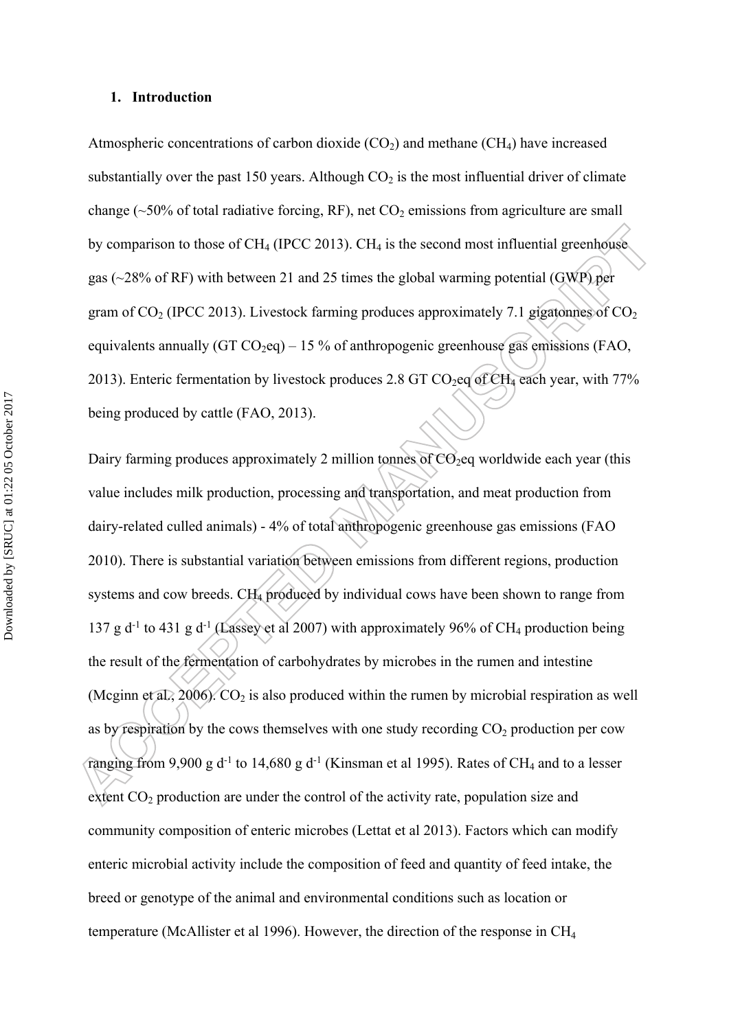## 1. Introduction

Atmospheric concentrations of carbon dioxide ($CO_2$) and methane ($CH_4$) have increased substantially over the past 150 years. Although $CO_2$ is the most influential driver of climate change (~50% of total radiative forcing, RF), net $CO_2$ emissions from agriculture are small by comparison to those of $CH_4$ (IPCC 2013). $CH_4$ is the second most influential greenhouse gas (~28% of RF) with between 21 and 25 times the global warming potential (GWP) per gram of $CO_2$ (IPCC 2013). Livestock farming produces approximately 7.1 gigatonnes of $CO_2$ equivalents annually (GT $CO_2$eq) – 15 % of anthropogenic greenhouse gas emissions (FAO, 2013). Enteric fermentation by livestock produces 2.8 GT $CO_2$eq of $CH_4$ each year, with 77% being produced by cattle (FAO, 2013).

Dairy farming produces approximately 2 million tonnes of $CO_2$eq worldwide each year (this value includes milk production, processing and transportation, and meat production from dairy-related culled animals) - 4% of total anthropogenic greenhouse gas emissions (FAO 2010). There is substantial variation between emissions from different regions, production systems and cow breeds. $CH_4$ produced by individual cows have been shown to range from 137 g $d^{-1}$ to 431 g $d^{-1}$ (Lassey et al 2007) with approximately 96% of $CH_4$ production being the result of the fermentation of carbohydrates by microbes in the rumen and intestine (Mcginn et al., 2006). $CO_2$ is also produced within the rumen by microbial respiration as well as by respiration by the cows themselves with one study recording $CO_2$ production per cow ranging from 9,900 g $d^{-1}$ to 14,680 g $d^{-1}$ (Kinsman et al 1995). Rates of $CH_4$ and to a lesser extent $CO_2$ production are under the control of the activity rate, population size and community composition of enteric microbes (Lettat et al 2013). Factors which can modify enteric microbial activity include the composition of feed and quantity of feed intake, the breed or genotype of the animal and environmental conditions such as location or temperature (McAllister et al 1996). However, the direction of the response in $CH_4$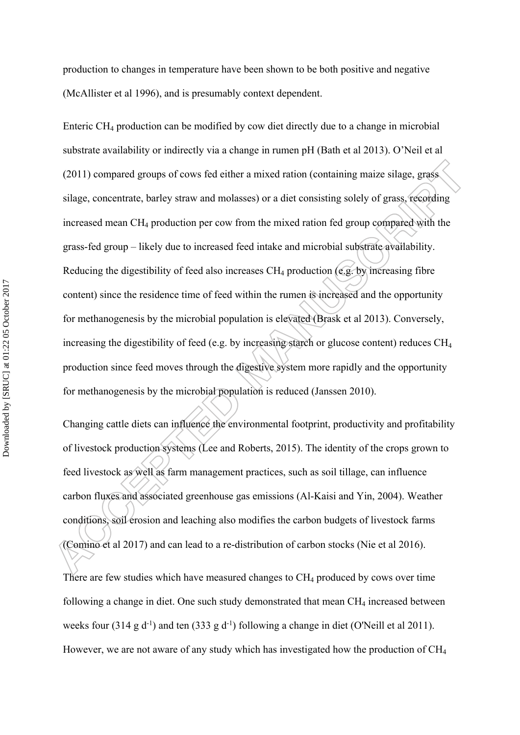production to changes in temperature have been shown to be both positive and negative (McAllister et al 1996), and is presumably context dependent.

Enteric $CH_4$ production can be modified by cow diet directly due to a change in microbial substrate availability or indirectly via a change in rumen pH (Bath et al 2013). O'Neil et al (2011) compared groups of cows fed either a mixed ration (containing maize silage, grass silage, concentrate, barley straw and molasses) or a diet consisting solely of grass, recording increased mean $CH_4$ production per cow from the mixed ration fed group compared with the grass-fed group – likely due to increased feed intake and microbial substrate availability. Reducing the digestibility of feed also increases $CH_4$ production (e.g. by increasing fibre content) since the residence time of feed within the rumen is increased and the opportunity for methanogenesis by the microbial population is elevated (Brask et al 2013). Conversely, increasing the digestibility of feed (e.g. by increasing starch or glucose content) reduces $CH_4$ production since feed moves through the digestive system more rapidly and the opportunity for methanogenesis by the microbial population is reduced (Janssen 2010).

Changing cattle diets can influence the environmental footprint, productivity and profitability of livestock production systems (Lee and Roberts, 2015). The identity of the crops grown to feed livestock as well as farm management practices, such as soil tillage, can influence carbon fluxes and associated greenhouse gas emissions (Al-Kaisi and Yin, 2004). Weather conditions, soil erosion and leaching also modifies the carbon budgets of livestock farms (Comino et al 2017) and can lead to a re-distribution of carbon stocks (Nie et al 2016).

There are few studies which have measured changes to $CH_4$ produced by cows over time following a change in diet. One such study demonstrated that mean $CH_4$ increased between weeks four (314 g $d^{-1}$) and ten (333 g $d^{-1}$) following a change in diet (O'Neill et al 2011). However, we are not aware of any study which has investigated how the production of $CH_4$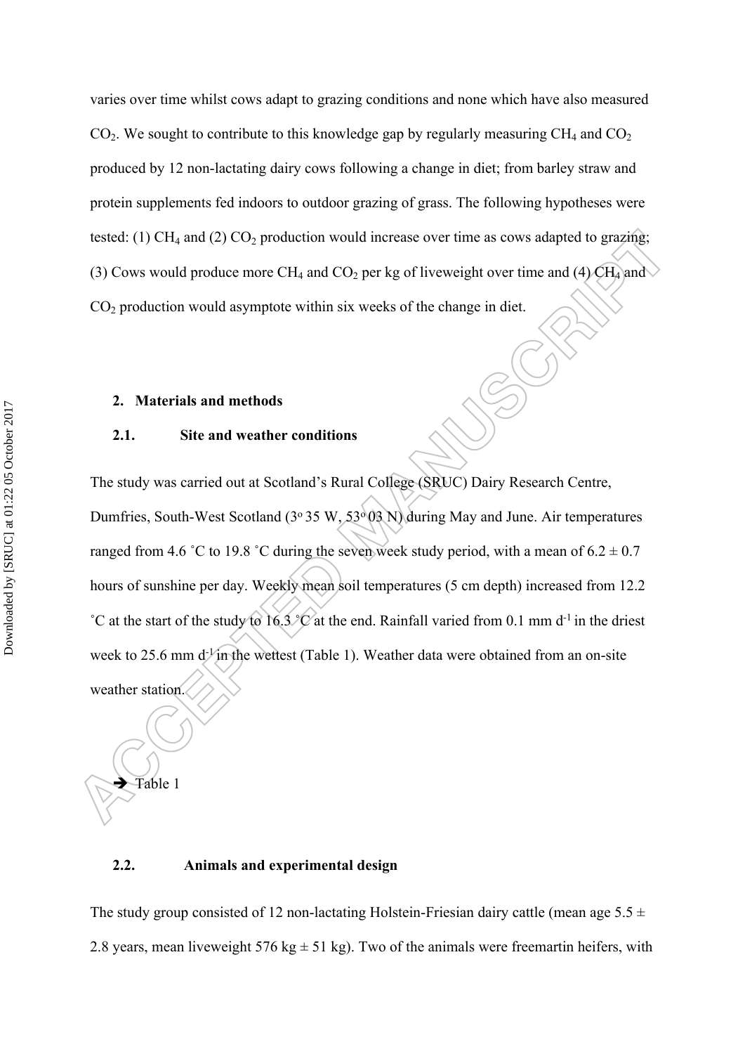varies over time whilst cows adapt to grazing conditions and none which have also measured $CO_2$. We sought to contribute to this knowledge gap by regularly measuring $CH_4$ and $CO_2$ produced by 12 non-lactating dairy cows following a change in diet; from barley straw and protein supplements fed indoors to outdoor grazing of grass. The following hypotheses were tested: (1) $CH_4$ and (2) $CO_2$ production would increase over time as cows adapted to grazing; (3) Cows would produce more $CH_4$ and $CO_2$ per kg of liveweight over time and (4) $CH_4$ and $CO_2$ production would asymptote within six weeks of the change in diet.

## 2. Materials and methods

### 2.1. Site and weather conditions

The study was carried out at Scotland's Rural College (SRUC) Dairy Research Centre, Dumfries, South-West Scotland ($3^{o}$ 35 W, $53^{o}$ 03 N) during May and June. Air temperatures ranged from 4.6 ˚C to 19.8 ˚C during the seven week study period, with a mean of 6.2 ± 0.7 hours of sunshine per day. Weekly mean soil temperatures (5 cm depth) increased from 12.2 ˚C at the start of the study to 16.3 ˚C at the end. Rainfall varied from 0.1 mm $d^{-1}$ in the driest week to 25.6 mm $d^{-1}$ in the wettest (Table 1). Weather data were obtained from an on-site weather station.

➔ Table 1

### 2.2. Animals and experimental design

The study group consisted of 12 non-lactating Holstein-Friesian dairy cattle (mean age 5.5 ± 2.8 years, mean liveweight 576 kg ± 51 kg). Two of the animals were freemartin heifers, with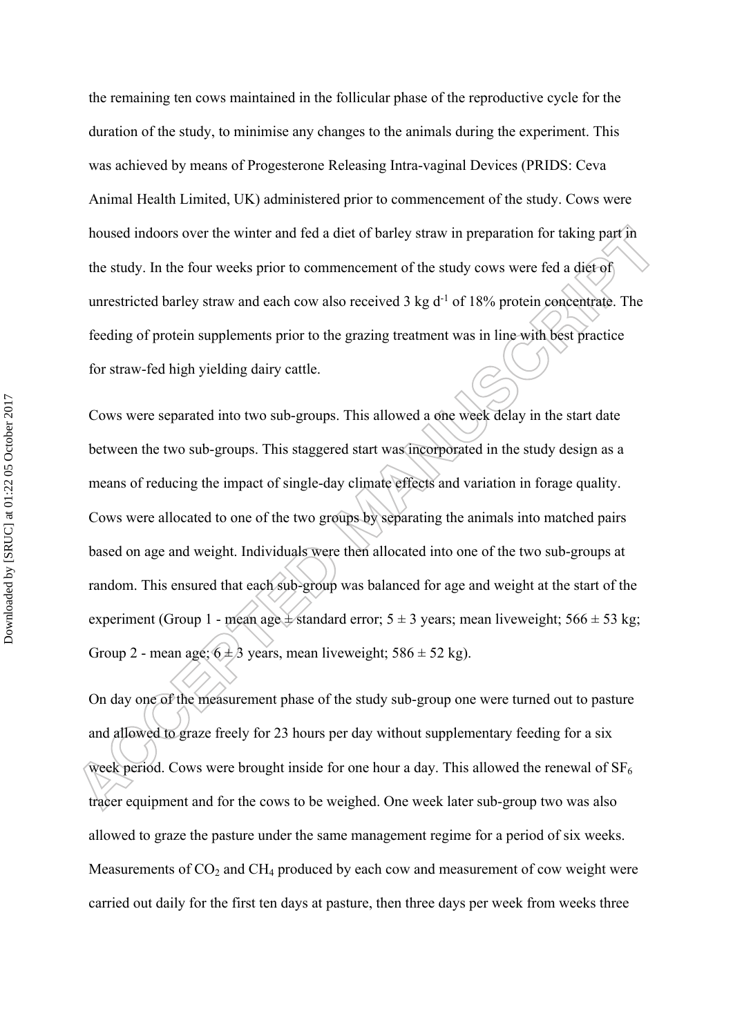the remaining ten cows maintained in the follicular phase of the reproductive cycle for the duration of the study, to minimise any changes to the animals during the experiment. This was achieved by means of Progesterone Releasing Intra-vaginal Devices (PRIDS: Ceva Animal Health Limited, UK) administered prior to commencement of the study. Cows were housed indoors over the winter and fed a diet of barley straw in preparation for taking part in the study. In the four weeks prior to commencement of the study cows were fed a diet of unrestricted barley straw and each cow also received 3 kg $d^{-1}$ of 18% protein concentrate. The feeding of protein supplements prior to the grazing treatment was in line with best practice for straw-fed high yielding dairy cattle.

Cows were separated into two sub-groups. This allowed a one week delay in the start date between the two sub-groups. This staggered start was incorporated in the study design as a means of reducing the impact of single-day climate effects and variation in forage quality. Cows were allocated to one of the two groups by separating the animals into matched pairs based on age and weight. Individuals were then allocated into one of the two sub-groups at random. This ensured that each sub-group was balanced for age and weight at the start of the experiment (Group 1 - mean age ± standard error; 5 ± 3 years; mean liveweight; 566 ± 53 kg; Group 2 - mean age; 6 ± 3 years, mean liveweight; 586 ± 52 kg).

On day one of the measurement phase of the study sub-group one were turned out to pasture and allowed to graze freely for 23 hours per day without supplementary feeding for a six week period. Cows were brought inside for one hour a day. This allowed the renewal of $SF_6$ tracer equipment and for the cows to be weighed. One week later sub-group two was also allowed to graze the pasture under the same management regime for a period of six weeks. Measurements of $CO_2$ and $CH_4$ produced by each cow and measurement of cow weight were carried out daily for the first ten days at pasture, then three days per week from weeks three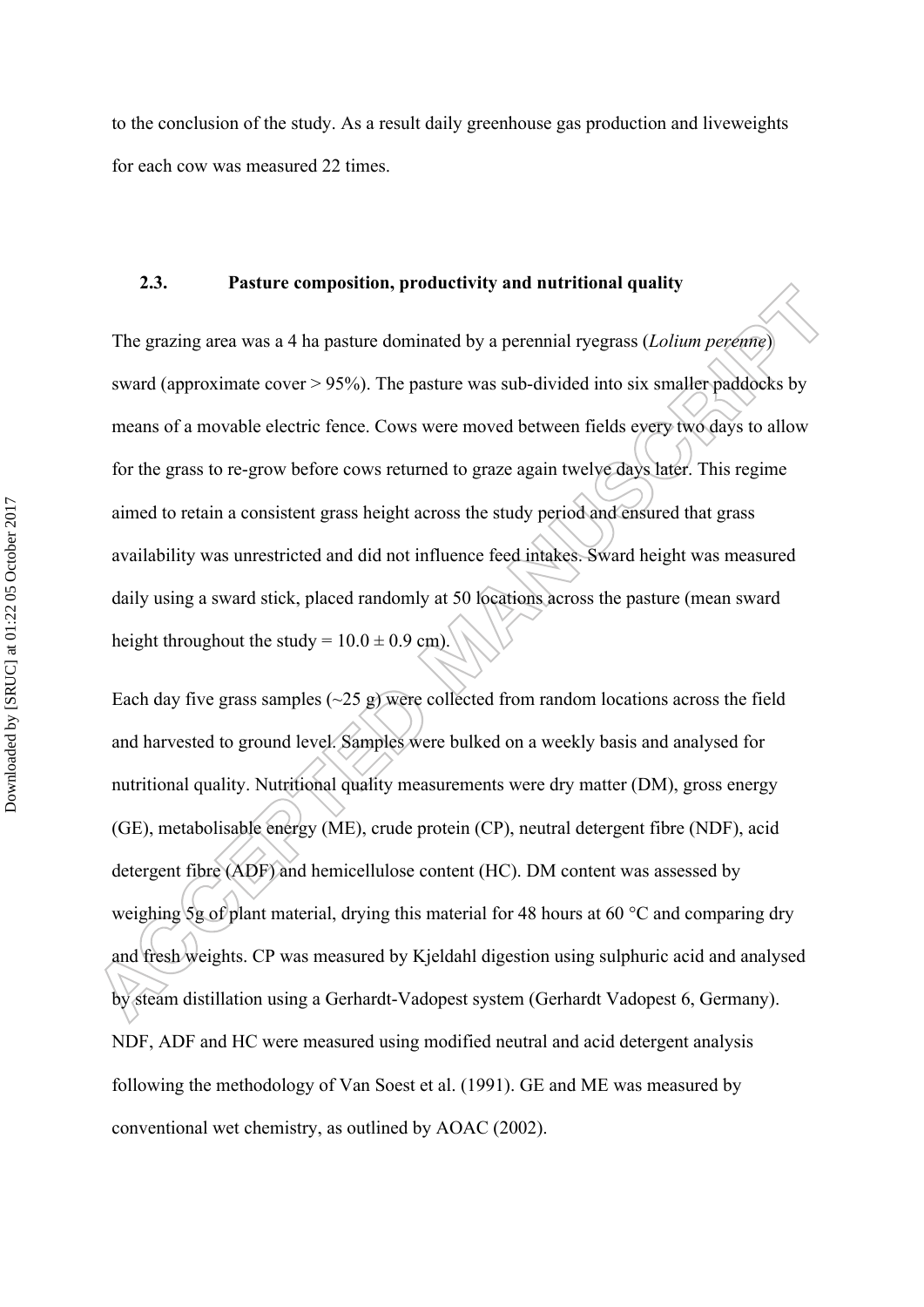to the conclusion of the study. As a result daily greenhouse gas production and liveweights for each cow was measured 22 times.

### 2.3. Pasture composition, productivity and nutritional quality

The grazing area was a 4 ha pasture dominated by a perennial ryegrass (*Lolium perenne*) sward (approximate cover > 95%). The pasture was sub-divided into six smaller paddocks by means of a movable electric fence. Cows were moved between fields every two days to allow for the grass to re-grow before cows returned to graze again twelve days later. This regime aimed to retain a consistent grass height across the study period and ensured that grass availability was unrestricted and did not influence feed intakes. Sward height was measured daily using a sward stick, placed randomly at 50 locations across the pasture (mean sward height throughout the study = $10.0 \pm 0.9$ cm).

Each day five grass samples (~25 g) were collected from random locations across the field and harvested to ground level. Samples were bulked on a weekly basis and analysed for nutritional quality. Nutritional quality measurements were dry matter (DM), gross energy (GE), metabolisable energy (ME), crude protein (CP), neutral detergent fibre (NDF), acid detergent fibre (ADF) and hemicellulose content (HC). DM content was assessed by weighing 5g of plant material, drying this material for 48 hours at 60 °C and comparing dry and fresh weights. CP was measured by Kjeldahl digestion using sulphuric acid and analysed by steam distillation using a Gerhardt-Vadopest system (Gerhardt Vadopest 6, Germany). NDF, ADF and HC were measured using modified neutral and acid detergent analysis following the methodology of Van Soest et al. (1991). GE and ME was measured by conventional wet chemistry, as outlined by AOAC (2002).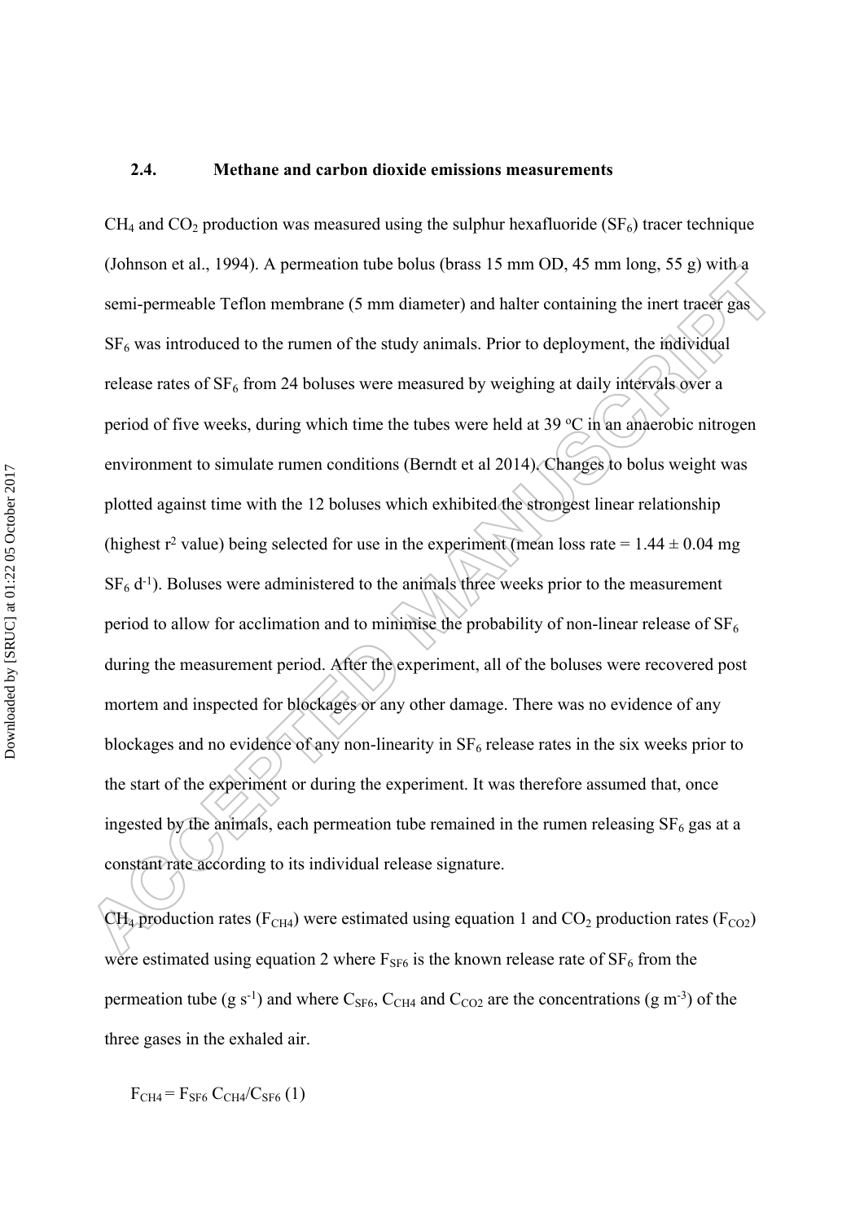### 2.4. Methane and carbon dioxide emissions measurements

$CH_4$ and $CO_2$ production was measured using the sulphur hexafluoride ($SF_6$) tracer technique (Johnson et al., 1994). A permeation tube bolus (brass 15 mm OD, 45 mm long, 55 g) with a semi-permeable Teflon membrane (5 mm diameter) and halter containing the inert tracer gas $SF_6$ was introduced to the rumen of the study animals. Prior to deployment, the individual release rates of $SF_6$ from 24 boluses were measured by weighing at daily intervals over a period of five weeks, during which time the tubes were held at 39 °C in an anaerobic nitrogen environment to simulate rumen conditions (Berndt et al 2014). Changes to bolus weight was plotted against time with the 12 boluses which exhibited the strongest linear relationship (highest $r^2$ value) being selected for use in the experiment (mean loss rate = 1.44 ± 0.04 mg $SF_6$ $d^{-1}$). Boluses were administered to the animals three weeks prior to the measurement period to allow for acclimation and to minimise the probability of non-linear release of $SF_6$ during the measurement period. After the experiment, all of the boluses were recovered post mortem and inspected for blockages or any other damage. There was no evidence of any blockages and no evidence of any non-linearity in $SF_6$ release rates in the six weeks prior to the start of the experiment or during the experiment. It was therefore assumed that, once ingested by the animals, each permeation tube remained in the rumen releasing $SF_6$ gas at a constant rate according to its individual release signature.

$CH_4$ production rates ($F_{CH4}$) were estimated using equation 1 and $CO_2$ production rates ($F_{CO2}$) were estimated using equation 2 where $F_{SF6}$ is the known release rate of $SF_6$ from the permeation tube (g $s^{-1}$) and where $C_{SF6}$, $C_{CH4}$ and $C_{CO2}$ are the concentrations (g $m^{-3}$) of the three gases in the exhaled air.

$$F_{CH4} = F_{SF6}\, C_{CH4}/C_{SF6} \quad (1)$$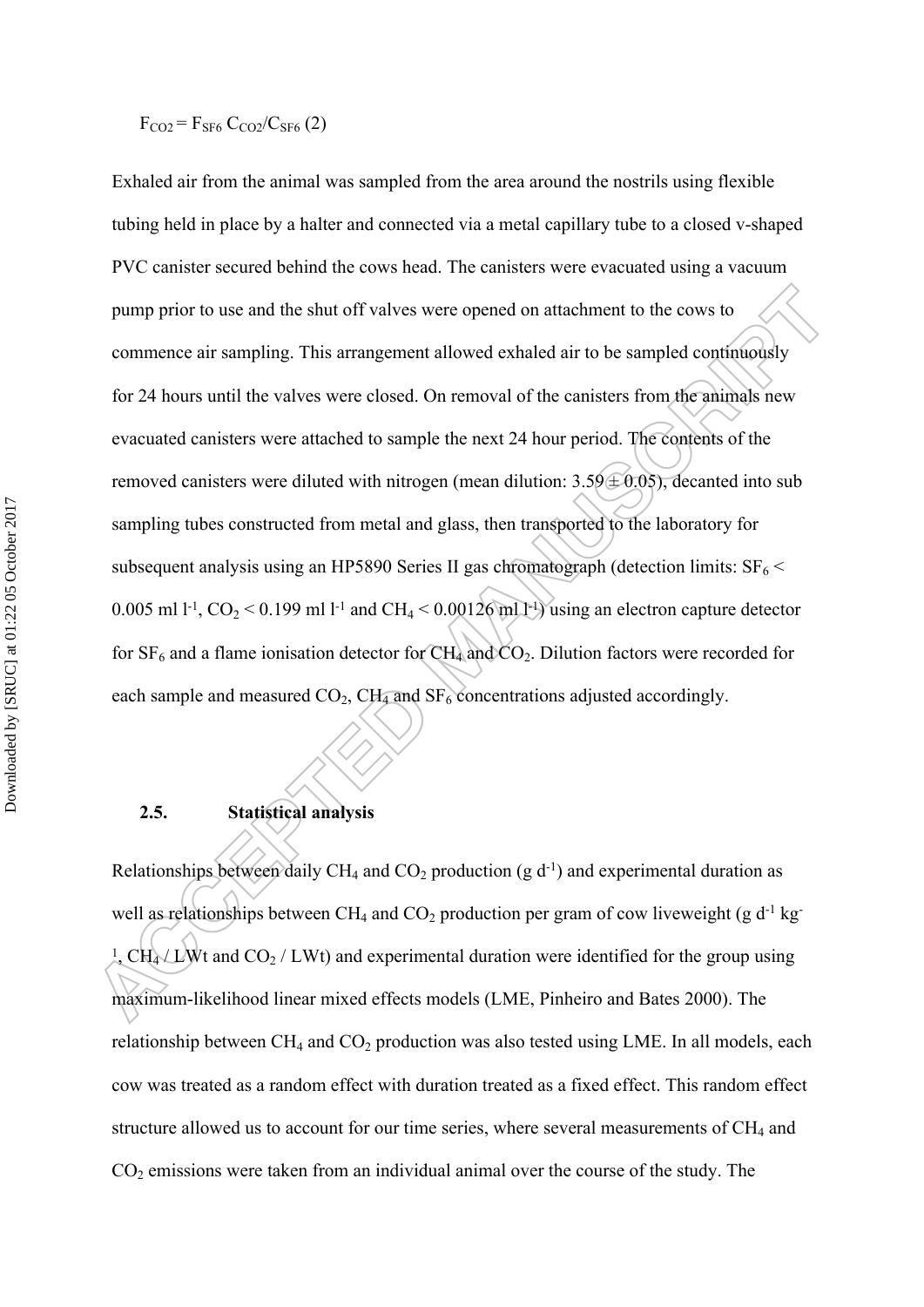$F_{CO2} = F_{SF6}\ C_{CO2}/C_{SF6}$ (2)

Exhaled air from the animal was sampled from the area around the nostrils using flexible tubing held in place by a halter and connected via a metal capillary tube to a closed v-shaped PVC canister secured behind the cows head. The canisters were evacuated using a vacuum pump prior to use and the shut off valves were opened on attachment to the cows to commence air sampling. This arrangement allowed exhaled air to be sampled continuously for 24 hours until the valves were closed. On removal of the canisters from the animals new evacuated canisters were attached to sample the next 24 hour period. The contents of the removed canisters were diluted with nitrogen (mean dilution: $3.59 \pm 0.05$), decanted into sub sampling tubes constructed from metal and glass, then transported to the laboratory for subsequent analysis using an HP5890 Series II gas chromatograph (detection limits: $SF_6 < 0.005$ ml $l^{-1}$, $CO_2 < 0.199$ ml $l^{-1}$ and $CH_4 < 0.00126$ ml $l^{-1}$) using an electron capture detector for $SF_6$ and a flame ionisation detector for $CH_4$ and $CO_2$. Dilution factors were recorded for each sample and measured $CO_2$, $CH_4$ and $SF_6$ concentrations adjusted accordingly.

### 2.5. Statistical analysis

Relationships between daily $CH_4$ and $CO_2$ production (g $d^{-1}$) and experimental duration as well as relationships between $CH_4$ and $CO_2$ production per gram of cow liveweight (g $d^{-1}$ $kg^{-1}$, $CH_4$ / LWt and $CO_2$ / LWt) and experimental duration were identified for the group using maximum-likelihood linear mixed effects models (LME, Pinheiro and Bates 2000). The relationship between $CH_4$ and $CO_2$ production was also tested using LME. In all models, each cow was treated as a random effect with duration treated as a fixed effect. This random effect structure allowed us to account for our time series, where several measurements of $CH_4$ and $CO_2$ emissions were taken from an individual animal over the course of the study. The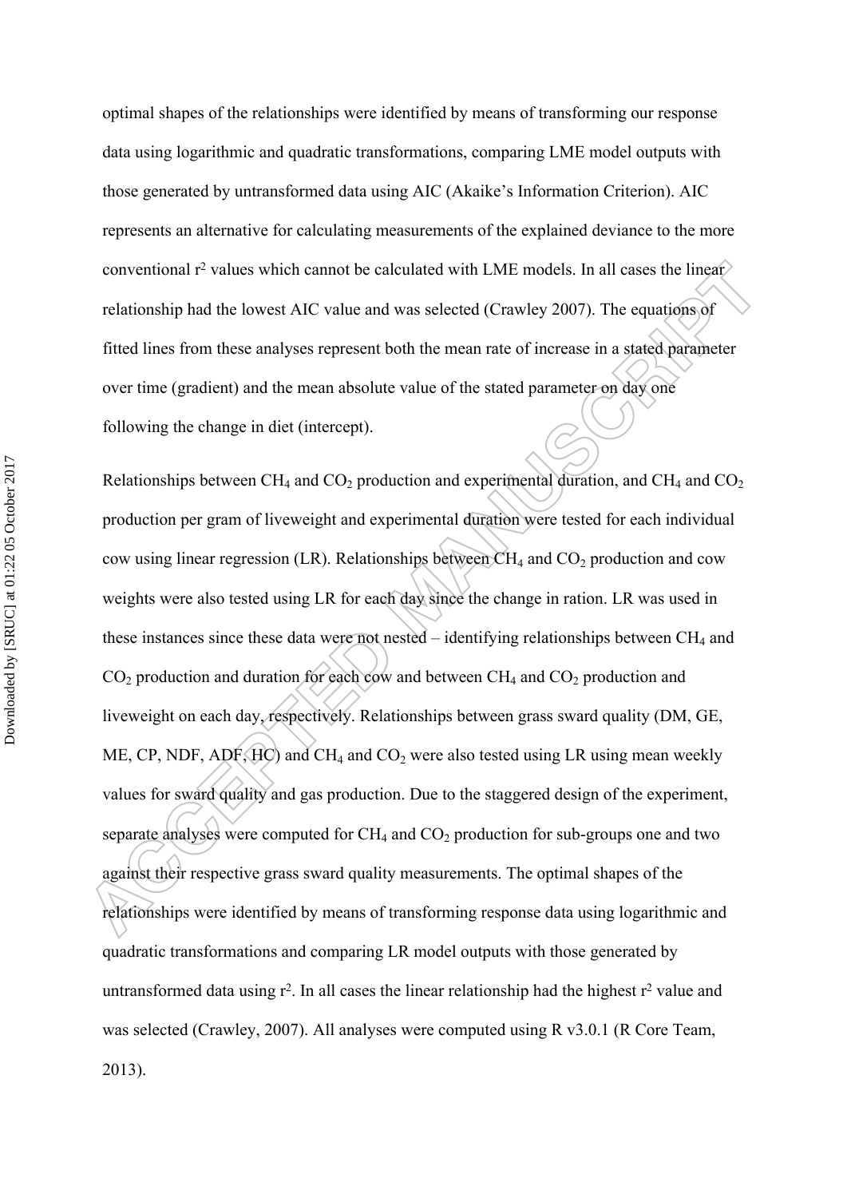optimal shapes of the relationships were identified by means of transforming our response data using logarithmic and quadratic transformations, comparing LME model outputs with those generated by untransformed data using AIC (Akaike's Information Criterion). AIC represents an alternative for calculating measurements of the explained deviance to the more conventional $r^2$ values which cannot be calculated with LME models. In all cases the linear relationship had the lowest AIC value and was selected (Crawley 2007). The equations of fitted lines from these analyses represent both the mean rate of increase in a stated parameter over time (gradient) and the mean absolute value of the stated parameter on day one following the change in diet (intercept).

Relationships between $CH_4$ and $CO_2$ production and experimental duration, and $CH_4$ and $CO_2$ production per gram of liveweight and experimental duration were tested for each individual cow using linear regression (LR). Relationships between $CH_4$ and $CO_2$ production and cow weights were also tested using LR for each day since the change in ration. LR was used in these instances since these data were not nested – identifying relationships between $CH_4$ and $CO_2$ production and duration for each cow and between $CH_4$ and $CO_2$ production and liveweight on each day, respectively. Relationships between grass sward quality (DM, GE, ME, CP, NDF, ADF, HC) and $CH_4$ and $CO_2$ were also tested using LR using mean weekly values for sward quality and gas production. Due to the staggered design of the experiment, separate analyses were computed for $CH_4$ and $CO_2$ production for sub-groups one and two against their respective grass sward quality measurements. The optimal shapes of the relationships were identified by means of transforming response data using logarithmic and quadratic transformations and comparing LR model outputs with those generated by untransformed data using $r^2$. In all cases the linear relationship had the highest $r^2$ value and was selected (Crawley, 2007). All analyses were computed using R v3.0.1 (R Core Team, 2013).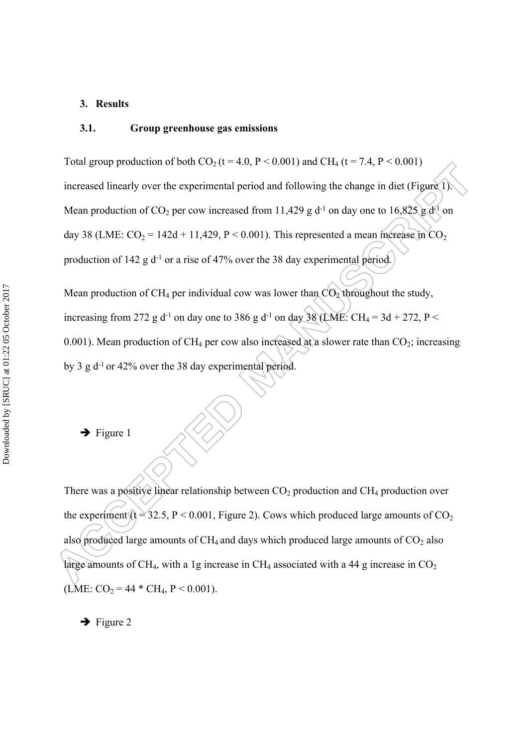## 3. Results

### 3.1. Group greenhouse gas emissions

Total group production of both $CO_2$ ($t = 4.0$, $P < 0.001$) and $CH_4$ ($t = 7.4$, $P < 0.001$) increased linearly over the experimental period and following the change in diet (Figure 1). Mean production of $CO_2$ per cow increased from 11,429 g $d^{-1}$ on day one to 16,825 g $d^{-1}$ on day 38 (LME: $CO_2 = 142d + 11{,}429$, $P < 0.001$). This represented a mean increase in $CO_2$ production of 142 g $d^{-1}$ or a rise of 47% over the 38 day experimental period.

Mean production of $CH_4$ per individual cow was lower than $CO_2$ throughout the study, increasing from 272 g $d^{-1}$ on day one to 386 g $d^{-1}$ on day 38 (LME: $CH_4 = 3d + 272$, $P < 0.001$). Mean production of $CH_4$ per cow also increased at a slower rate than $CO_2$; increasing by 3 g $d^{-1}$ or 42% over the 38 day experimental period.

➔ Figure 1

There was a positive linear relationship between $CO_2$ production and $CH_4$ production over the experiment ($t = 32.5$, $P < 0.001$, Figure 2). Cows which produced large amounts of $CO_2$ also produced large amounts of $CH_4$ and days which produced large amounts of $CO_2$ also large amounts of $CH_4$, with a 1g increase in $CH_4$ associated with a 44 g increase in $CO_2$ (LME: $CO_2 = 44 * CH_4$, $P < 0.001$).

➔ Figure 2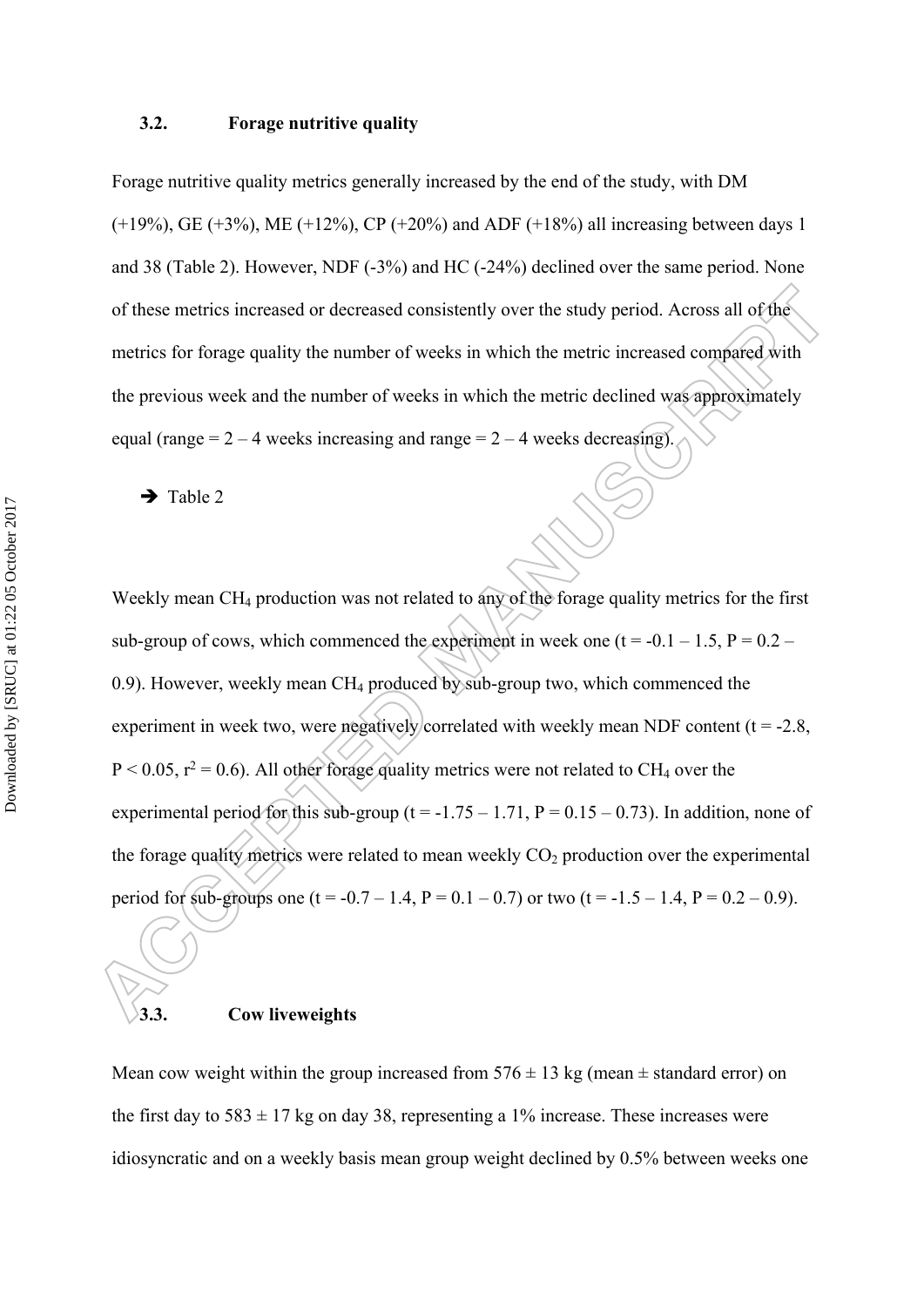### 3.2. Forage nutritive quality

Forage nutritive quality metrics generally increased by the end of the study, with DM (+19%), GE (+3%), ME (+12%), CP (+20%) and ADF (+18%) all increasing between days 1 and 38 (Table 2). However, NDF (-3%) and HC (-24%) declined over the same period. None of these metrics increased or decreased consistently over the study period. Across all of the metrics for forage quality the number of weeks in which the metric increased compared with the previous week and the number of weeks in which the metric declined was approximately equal (range = 2 – 4 weeks increasing and range = 2 – 4 weeks decreasing).

➔ Table 2

Weekly mean $CH_4$ production was not related to any of the forage quality metrics for the first sub-group of cows, which commenced the experiment in week one ($t = -0.1 – 1.5$, $P = 0.2 – 0.9$). However, weekly mean $CH_4$ produced by sub-group two, which commenced the experiment in week two, were negatively correlated with weekly mean NDF content ($t = -2.8$, $P < 0.05$, $r^2 = 0.6$). All other forage quality metrics were not related to $CH_4$ over the experimental period for this sub-group ($t = -1.75 – 1.71$, $P = 0.15 – 0.73$). In addition, none of the forage quality metrics were related to mean weekly $CO_2$ production over the experimental period for sub-groups one ($t = -0.7 – 1.4$, $P = 0.1 – 0.7$) or two ($t = -1.5 – 1.4$, $P = 0.2 – 0.9$).

### 3.3. Cow liveweights

Mean cow weight within the group increased from 576 ± 13 kg (mean ± standard error) on the first day to 583 ± 17 kg on day 38, representing a 1% increase. These increases were idiosyncratic and on a weekly basis mean group weight declined by 0.5% between weeks one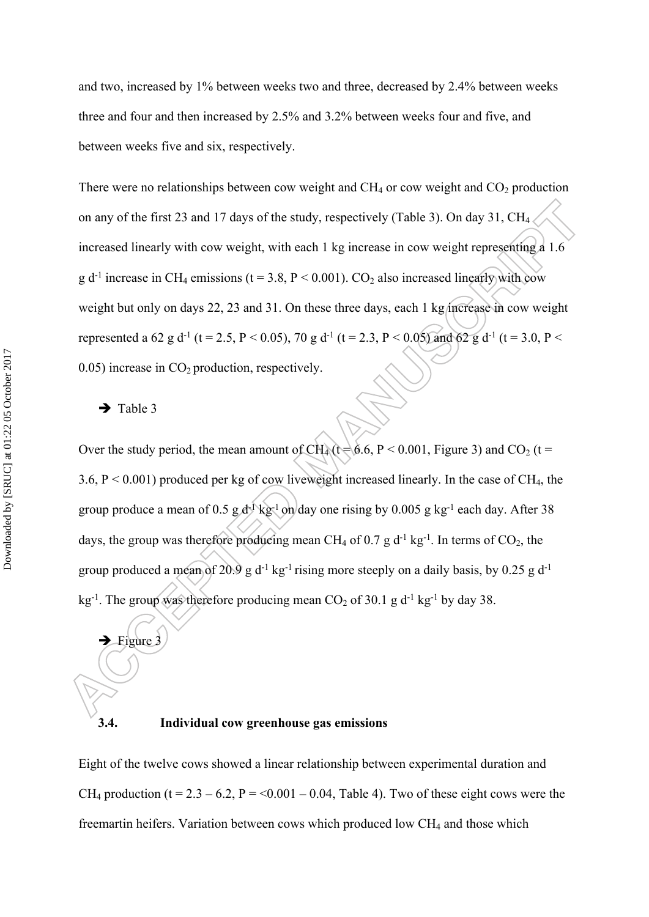and two, increased by 1% between weeks two and three, decreased by 2.4% between weeks three and four and then increased by 2.5% and 3.2% between weeks four and five, and between weeks five and six, respectively.

There were no relationships between cow weight and $CH_4$ or cow weight and $CO_2$ production on any of the first 23 and 17 days of the study, respectively (Table 3). On day 31, $CH_4$ increased linearly with cow weight, with each 1 kg increase in cow weight representing a 1.6 g $d^{-1}$ increase in $CH_4$ emissions ($t = 3.8$, $P < 0.001$). $CO_2$ also increased linearly with cow weight but only on days 22, 23 and 31. On these three days, each 1 kg increase in cow weight represented a 62 g $d^{-1}$ ($t = 2.5$, $P < 0.05$), 70 g $d^{-1}$ ($t = 2.3$, $P < 0.05$) and 62 g $d^{-1}$ ($t = 3.0$, $P < 0.05$) increase in $CO_2$ production, respectively.

➔ Table 3

Over the study period, the mean amount of $CH_4$ ($t = 6.6$, $P < 0.001$, Figure 3) and $CO_2$ ($t = 3.6$, $P < 0.001$) produced per kg of cow liveweight increased linearly. In the case of $CH_4$, the group produce a mean of 0.5 g $d^{-1}$ $kg^{-1}$ on day one rising by 0.005 g $kg^{-1}$ each day. After 38 days, the group was therefore producing mean $CH_4$ of 0.7 g $d^{-1}$ $kg^{-1}$. In terms of $CO_2$, the group produced a mean of 20.9 g $d^{-1}$ $kg^{-1}$ rising more steeply on a daily basis, by 0.25 g $d^{-1}$ $kg^{-1}$. The group was therefore producing mean $CO_2$ of 30.1 g $d^{-1}$ $kg^{-1}$ by day 38.

➔ Figure 3

### 3.4. Individual cow greenhouse gas emissions

Eight of the twelve cows showed a linear relationship between experimental duration and $CH_4$ production ($t = 2.3 – 6.2$, $P = <0.001 – 0.04$, Table 4). Two of these eight cows were the freemartin heifers. Variation between cows which produced low $CH_4$ and those which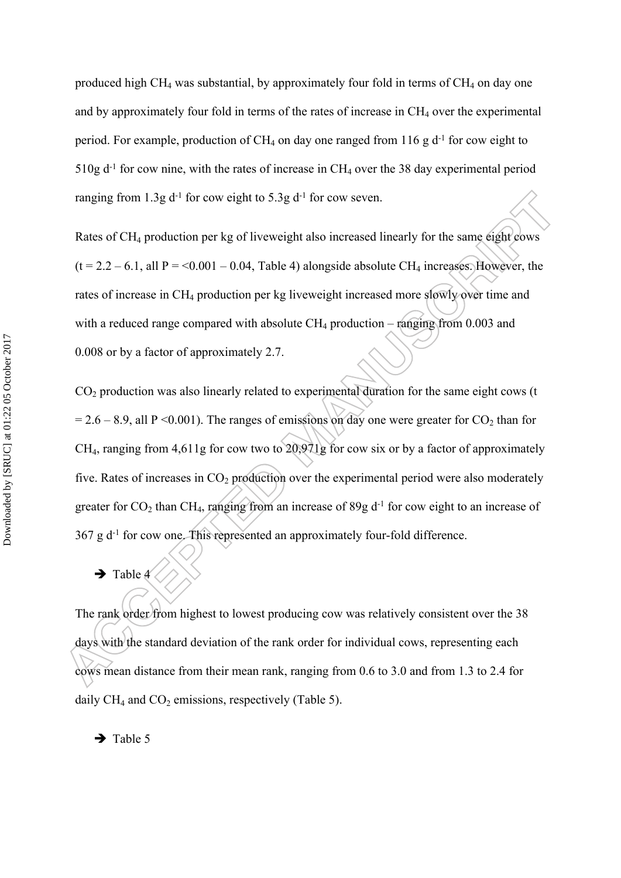produced high $CH_4$ was substantial, by approximately four fold in terms of $CH_4$ on day one and by approximately four fold in terms of the rates of increase in $CH_4$ over the experimental period. For example, production of $CH_4$ on day one ranged from 116 g $d^{-1}$ for cow eight to 510g $d^{-1}$ for cow nine, with the rates of increase in $CH_4$ over the 38 day experimental period ranging from 1.3g $d^{-1}$ for cow eight to 5.3g $d^{-1}$ for cow seven.

Rates of $CH_4$ production per kg of liveweight also increased linearly for the same eight cows ($t = 2.2 – 6.1$, all $P = <0.001 – 0.04$, Table 4) alongside absolute $CH_4$ increases. However, the rates of increase in $CH_4$ production per kg liveweight increased more slowly over time and with a reduced range compared with absolute $CH_4$ production – ranging from 0.003 and 0.008 or by a factor of approximately 2.7.

$CO_2$ production was also linearly related to experimental duration for the same eight cows ($t = 2.6 – 8.9$, all $P <0.001$). The ranges of emissions on day one were greater for $CO_2$ than for $CH_4$, ranging from 4,611g for cow two to 20,971g for cow six or by a factor of approximately five. Rates of increases in $CO_2$ production over the experimental period were also moderately greater for $CO_2$ than $CH_4$, ranging from an increase of 89g $d^{-1}$ for cow eight to an increase of 367 g $d^{-1}$ for cow one. This represented an approximately four-fold difference.

➔ Table 4

The rank order from highest to lowest producing cow was relatively consistent over the 38 days with the standard deviation of the rank order for individual cows, representing each cows mean distance from their mean rank, ranging from 0.6 to 3.0 and from 1.3 to 2.4 for daily $CH_4$ and $CO_2$ emissions, respectively (Table 5).

➔ Table 5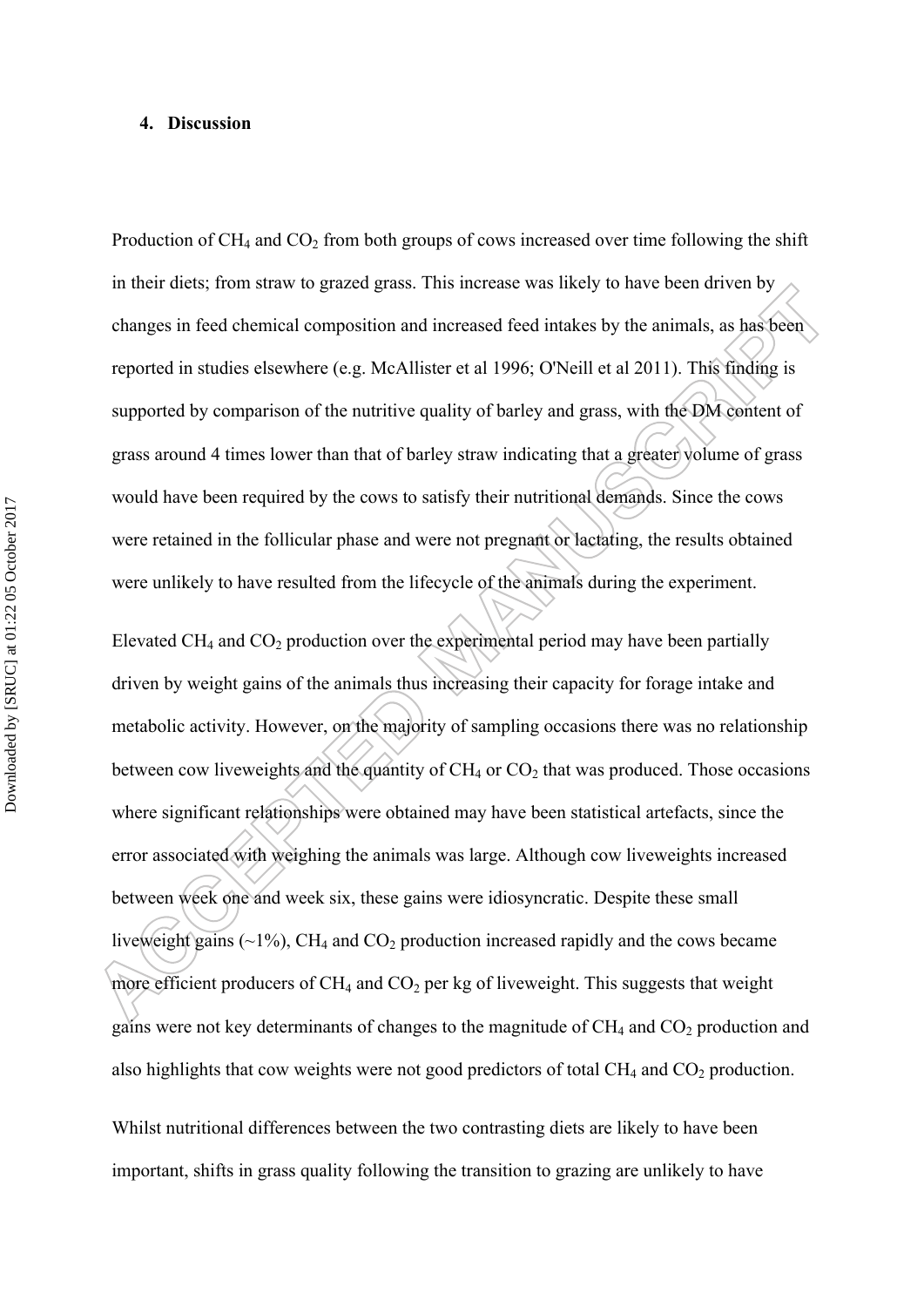## 4. Discussion

Production of $CH_4$ and $CO_2$ from both groups of cows increased over time following the shift in their diets; from straw to grazed grass. This increase was likely to have been driven by changes in feed chemical composition and increased feed intakes by the animals, as has been reported in studies elsewhere (e.g. McAllister et al 1996; O'Neill et al 2011). This finding is supported by comparison of the nutritive quality of barley and grass, with the DM content of grass around 4 times lower than that of barley straw indicating that a greater volume of grass would have been required by the cows to satisfy their nutritional demands. Since the cows were retained in the follicular phase and were not pregnant or lactating, the results obtained were unlikely to have resulted from the lifecycle of the animals during the experiment.

Elevated $CH_4$ and $CO_2$ production over the experimental period may have been partially driven by weight gains of the animals thus increasing their capacity for forage intake and metabolic activity. However, on the majority of sampling occasions there was no relationship between cow liveweights and the quantity of $CH_4$ or $CO_2$ that was produced. Those occasions where significant relationships were obtained may have been statistical artefacts, since the error associated with weighing the animals was large. Although cow liveweights increased between week one and week six, these gains were idiosyncratic. Despite these small liveweight gains (~1%), $CH_4$ and $CO_2$ production increased rapidly and the cows became more efficient producers of $CH_4$ and $CO_2$ per kg of liveweight. This suggests that weight gains were not key determinants of changes to the magnitude of $CH_4$ and $CO_2$ production and also highlights that cow weights were not good predictors of total $CH_4$ and $CO_2$ production.

Whilst nutritional differences between the two contrasting diets are likely to have been important, shifts in grass quality following the transition to grazing are unlikely to have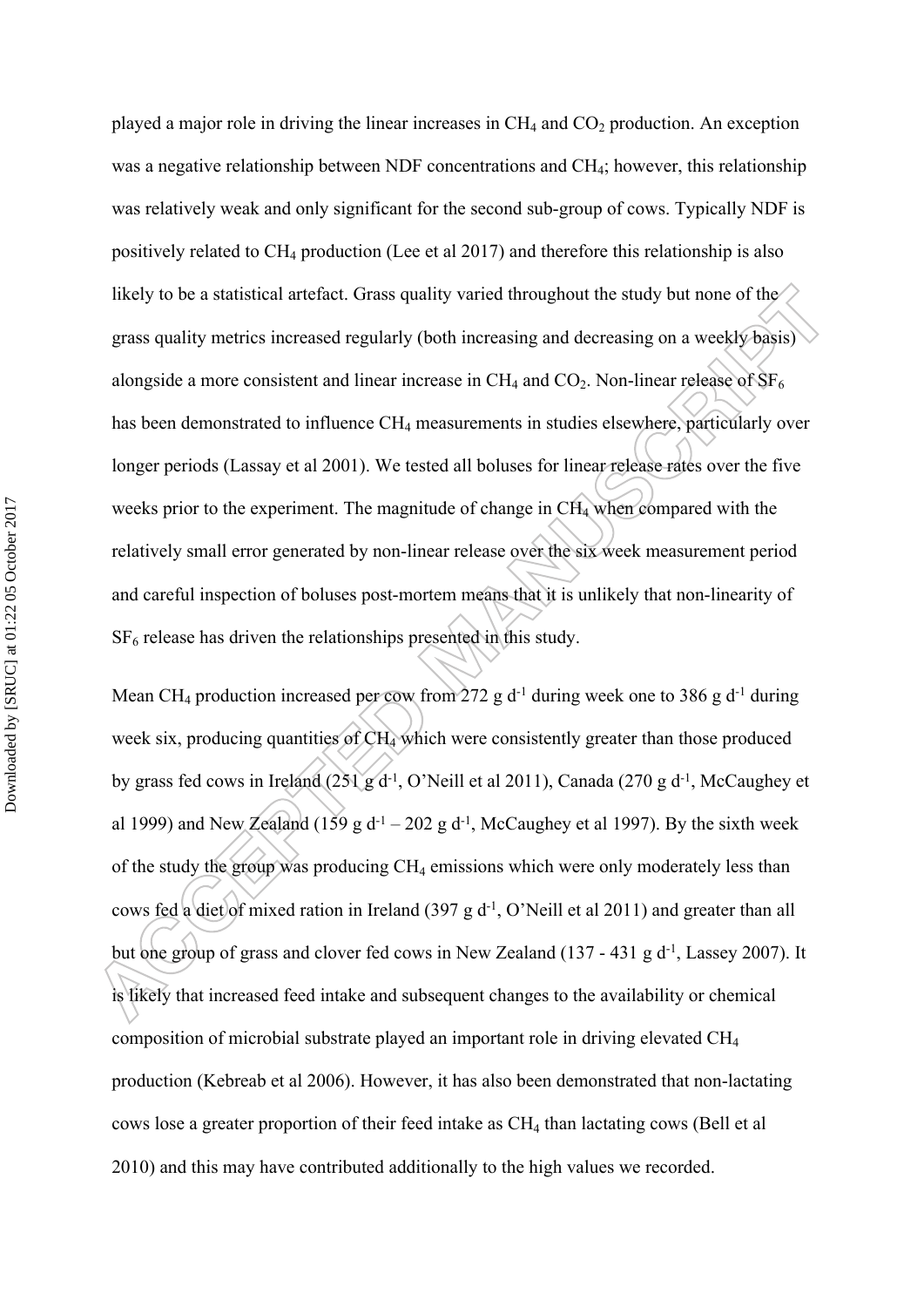played a major role in driving the linear increases in $CH_4$ and $CO_2$ production. An exception was a negative relationship between NDF concentrations and $CH_4$; however, this relationship was relatively weak and only significant for the second sub-group of cows. Typically NDF is positively related to $CH_4$ production (Lee et al 2017) and therefore this relationship is also likely to be a statistical artefact. Grass quality varied throughout the study but none of the grass quality metrics increased regularly (both increasing and decreasing on a weekly basis) alongside a more consistent and linear increase in $CH_4$ and $CO_2$. Non-linear release of $SF_6$ has been demonstrated to influence $CH_4$ measurements in studies elsewhere, particularly over longer periods (Lassay et al 2001). We tested all boluses for linear release rates over the five weeks prior to the experiment. The magnitude of change in $CH_4$ when compared with the relatively small error generated by non-linear release over the six week measurement period and careful inspection of boluses post-mortem means that it is unlikely that non-linearity of $SF_6$ release has driven the relationships presented in this study.

Mean $CH_4$ production increased per cow from 272 g $d^{-1}$ during week one to 386 g $d^{-1}$ during week six, producing quantities of $CH_4$ which were consistently greater than those produced by grass fed cows in Ireland (251 g $d^{-1}$, O'Neill et al 2011), Canada (270 g $d^{-1}$, McCaughey et al 1999) and New Zealand (159 g $d^{-1}$ – 202 g $d^{-1}$, McCaughey et al 1997). By the sixth week of the study the group was producing $CH_4$ emissions which were only moderately less than cows fed a diet of mixed ration in Ireland (397 g $d^{-1}$, O'Neill et al 2011) and greater than all but one group of grass and clover fed cows in New Zealand (137 - 431 g $d^{-1}$, Lassey 2007). It is likely that increased feed intake and subsequent changes to the availability or chemical composition of microbial substrate played an important role in driving elevated $CH_4$ production (Kebreab et al 2006). However, it has also been demonstrated that non-lactating cows lose a greater proportion of their feed intake as $CH_4$ than lactating cows (Bell et al 2010) and this may have contributed additionally to the high values we recorded.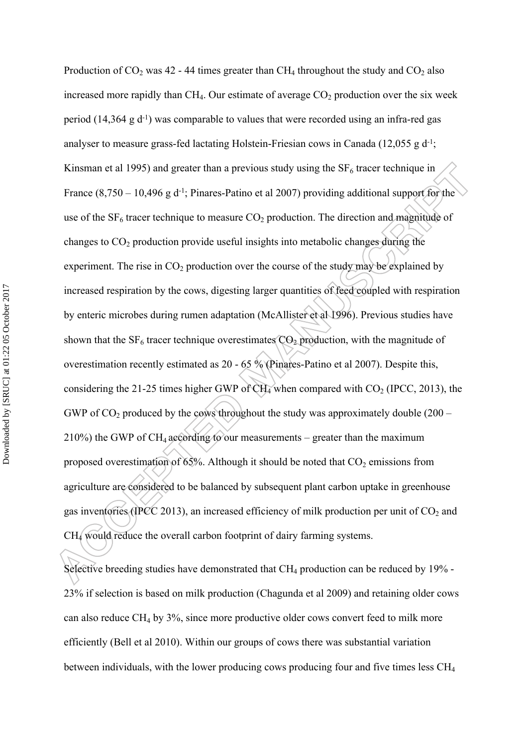Production of $CO_2$ was 42 - 44 times greater than $CH_4$ throughout the study and $CO_2$ also increased more rapidly than $CH_4$. Our estimate of average $CO_2$ production over the six week period (14,364 g $d^{-1}$) was comparable to values that were recorded using an infra-red gas analyser to measure grass-fed lactating Holstein-Friesian cows in Canada (12,055 g $d^{-1}$; Kinsman et al 1995) and greater than a previous study using the $SF_6$ tracer technique in France (8,750 – 10,496 g $d^{-1}$; Pinares-Patino et al 2007) providing additional support for the use of the $SF_6$ tracer technique to measure $CO_2$ production. The direction and magnitude of changes to $CO_2$ production provide useful insights into metabolic changes during the experiment. The rise in $CO_2$ production over the course of the study may be explained by increased respiration by the cows, digesting larger quantities of feed coupled with respiration by enteric microbes during rumen adaptation (McAllister et al 1996). Previous studies have shown that the $SF_6$ tracer technique overestimates $CO_2$ production, with the magnitude of overestimation recently estimated as 20 - 65 % (Pinares-Patino et al 2007). Despite this, considering the 21-25 times higher GWP of $CH_4$ when compared with $CO_2$ (IPCC, 2013), the GWP of $CO_2$ produced by the cows throughout the study was approximately double (200 – 210%) the GWP of $CH_4$ according to our measurements – greater than the maximum proposed overestimation of 65%. Although it should be noted that $CO_2$ emissions from agriculture are considered to be balanced by subsequent plant carbon uptake in greenhouse gas inventories (IPCC 2013), an increased efficiency of milk production per unit of $CO_2$ and $CH_4$ would reduce the overall carbon footprint of dairy farming systems.

Selective breeding studies have demonstrated that $CH_4$ production can be reduced by 19% - 23% if selection is based on milk production (Chagunda et al 2009) and retaining older cows can also reduce $CH_4$ by 3%, since more productive older cows convert feed to milk more efficiently (Bell et al 2010). Within our groups of cows there was substantial variation between individuals, with the lower producing cows producing four and five times less $CH_4$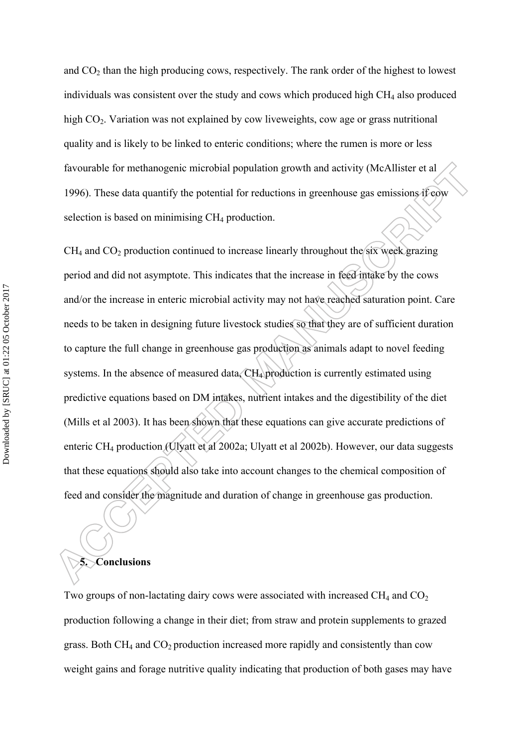and $CO_2$ than the high producing cows, respectively. The rank order of the highest to lowest individuals was consistent over the study and cows which produced high $CH_4$ also produced high $CO_2$. Variation was not explained by cow liveweights, cow age or grass nutritional quality and is likely to be linked to enteric conditions; where the rumen is more or less favourable for methanogenic microbial population growth and activity (McAllister et al 1996). These data quantify the potential for reductions in greenhouse gas emissions if cow selection is based on minimising $CH_4$ production.

$CH_4$ and $CO_2$ production continued to increase linearly throughout the six week grazing period and did not asymptote. This indicates that the increase in feed intake by the cows and/or the increase in enteric microbial activity may not have reached saturation point. Care needs to be taken in designing future livestock studies so that they are of sufficient duration to capture the full change in greenhouse gas production as animals adapt to novel feeding systems. In the absence of measured data, $CH_4$ production is currently estimated using predictive equations based on DM intakes, nutrient intakes and the digestibility of the diet (Mills et al 2003). It has been shown that these equations can give accurate predictions of enteric $CH_4$ production (Ulyatt et al 2002a; Ulyatt et al 2002b). However, our data suggests that these equations should also take into account changes to the chemical composition of feed and consider the magnitude and duration of change in greenhouse gas production.

## 5. Conclusions

Two groups of non-lactating dairy cows were associated with increased $CH_4$ and $CO_2$ production following a change in their diet; from straw and protein supplements to grazed grass. Both $CH_4$ and $CO_2$ production increased more rapidly and consistently than cow weight gains and forage nutritive quality indicating that production of both gases may have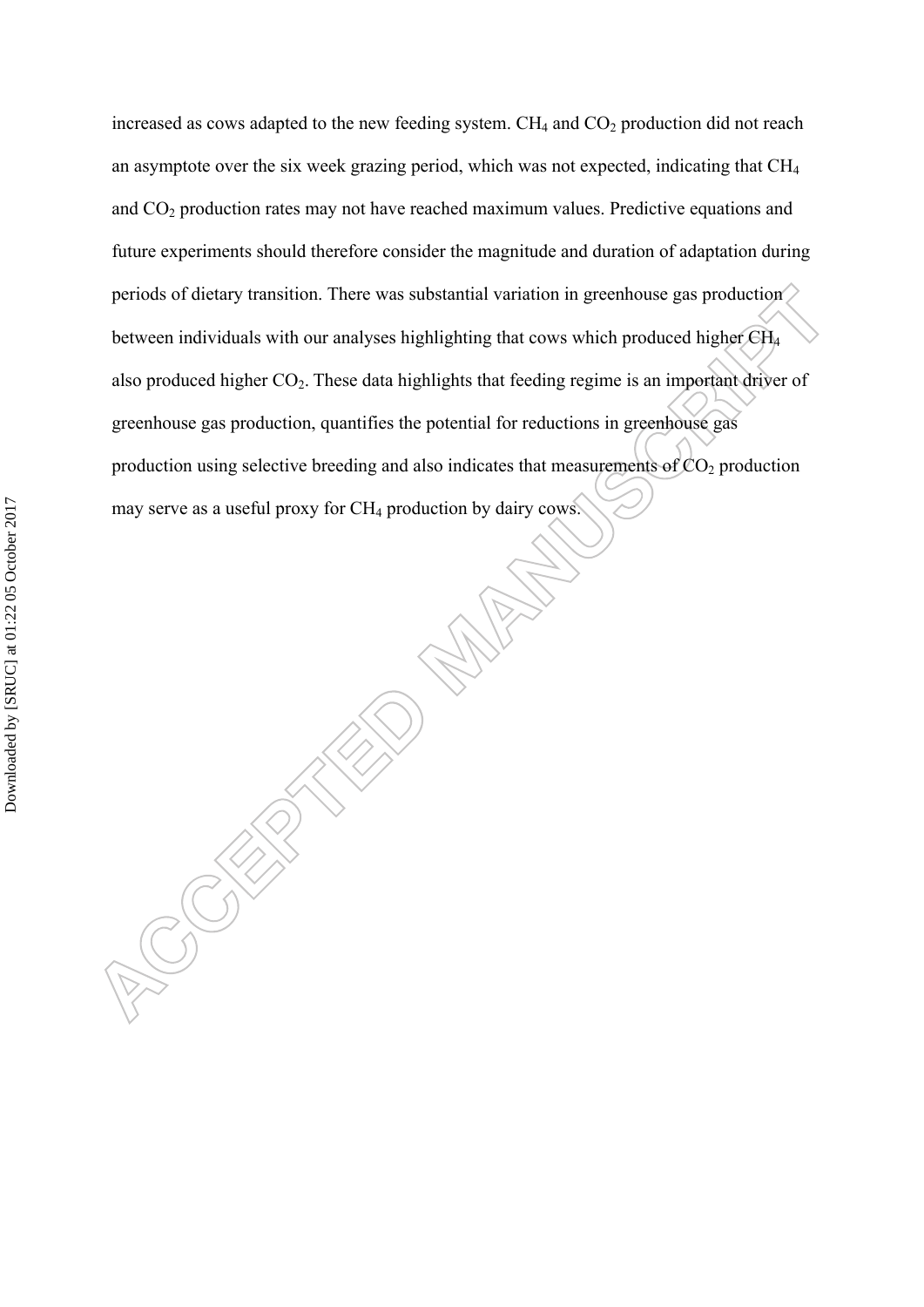increased as cows adapted to the new feeding system. $CH_4$ and $CO_2$ production did not reach an asymptote over the six week grazing period, which was not expected, indicating that $CH_4$ and $CO_2$ production rates may not have reached maximum values. Predictive equations and future experiments should therefore consider the magnitude and duration of adaptation during periods of dietary transition. There was substantial variation in greenhouse gas production between individuals with our analyses highlighting that cows which produced higher $CH_4$ also produced higher $CO_2$. These data highlights that feeding regime is an important driver of greenhouse gas production, quantifies the potential for reductions in greenhouse gas production using selective breeding and also indicates that measurements of $CO_2$ production may serve as a useful proxy for $CH_4$ production by dairy cows.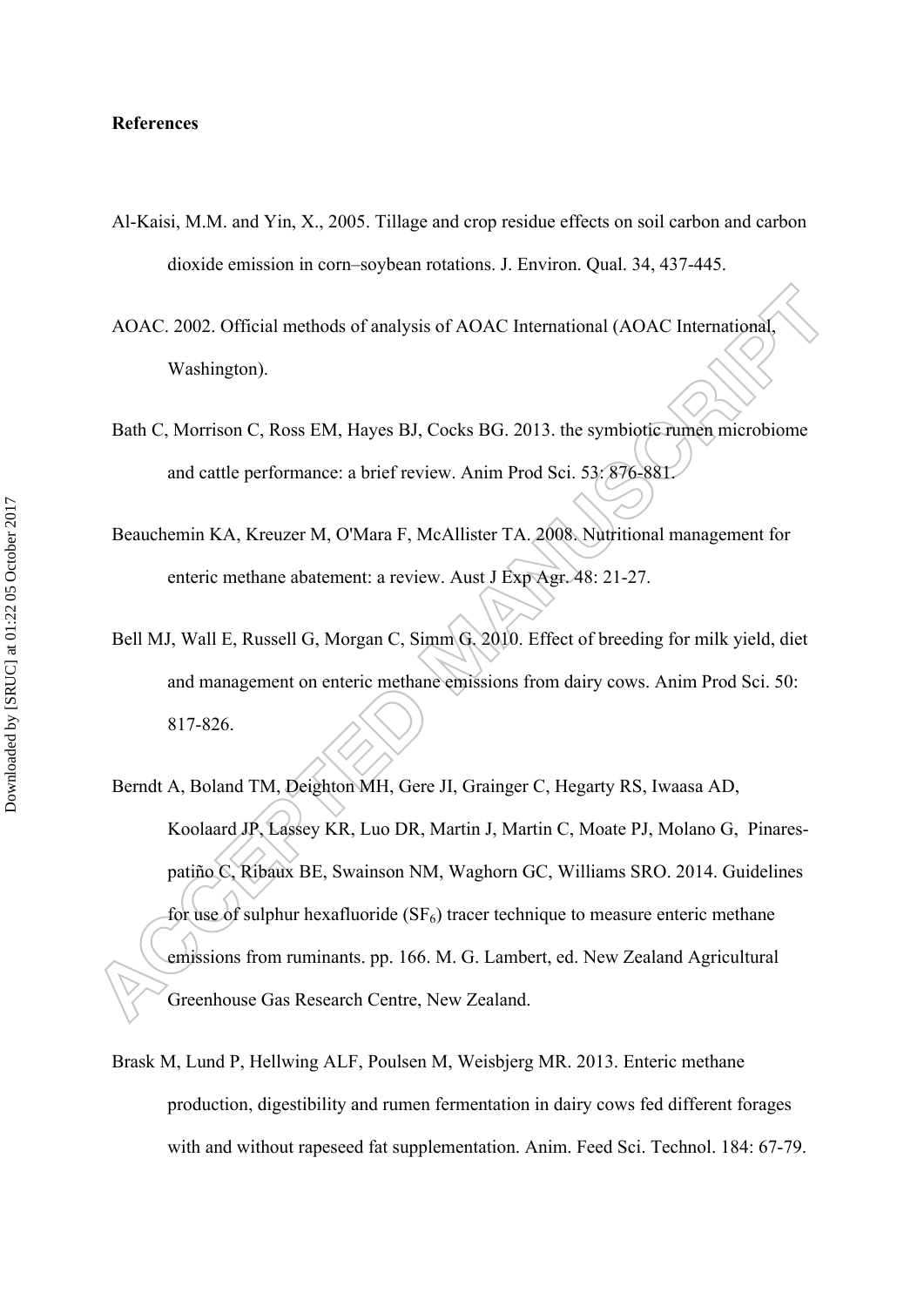**References**

Al-Kaisi, M.M. and Yin, X., 2005. Tillage and crop residue effects on soil carbon and carbon dioxide emission in corn–soybean rotations. J. Environ. Qual. 34, 437-445.

AOAC. 2002. Official methods of analysis of AOAC International (AOAC International, Washington).

Bath C, Morrison C, Ross EM, Hayes BJ, Cocks BG. 2013. the symbiotic rumen microbiome and cattle performance: a brief review. Anim Prod Sci. 53: 876-881.

Beauchemin KA, Kreuzer M, O'Mara F, McAllister TA. 2008. Nutritional management for enteric methane abatement: a review. Aust J Exp Agr. 48: 21-27.

Bell MJ, Wall E, Russell G, Morgan C, Simm G. 2010. Effect of breeding for milk yield, diet and management on enteric methane emissions from dairy cows. Anim Prod Sci. 50: 817-826.

Berndt A, Boland TM, Deighton MH, Gere JI, Grainger C, Hegarty RS, Iwaasa AD, Koolaard JP, Lassey KR, Luo DR, Martin J, Martin C, Moate PJ, Molano G, Pinares-patiño C, Ribaux BE, Swainson NM, Waghorn GC, Williams SRO. 2014. Guidelines for use of sulphur hexafluoride ($SF_6$) tracer technique to measure enteric methane emissions from ruminants. pp. 166. M. G. Lambert, ed. New Zealand Agricultural Greenhouse Gas Research Centre, New Zealand.

Brask M, Lund P, Hellwing ALF, Poulsen M, Weisbjerg MR. 2013. Enteric methane production, digestibility and rumen fermentation in dairy cows fed different forages with and without rapeseed fat supplementation. Anim. Feed Sci. Technol. 184: 67-79.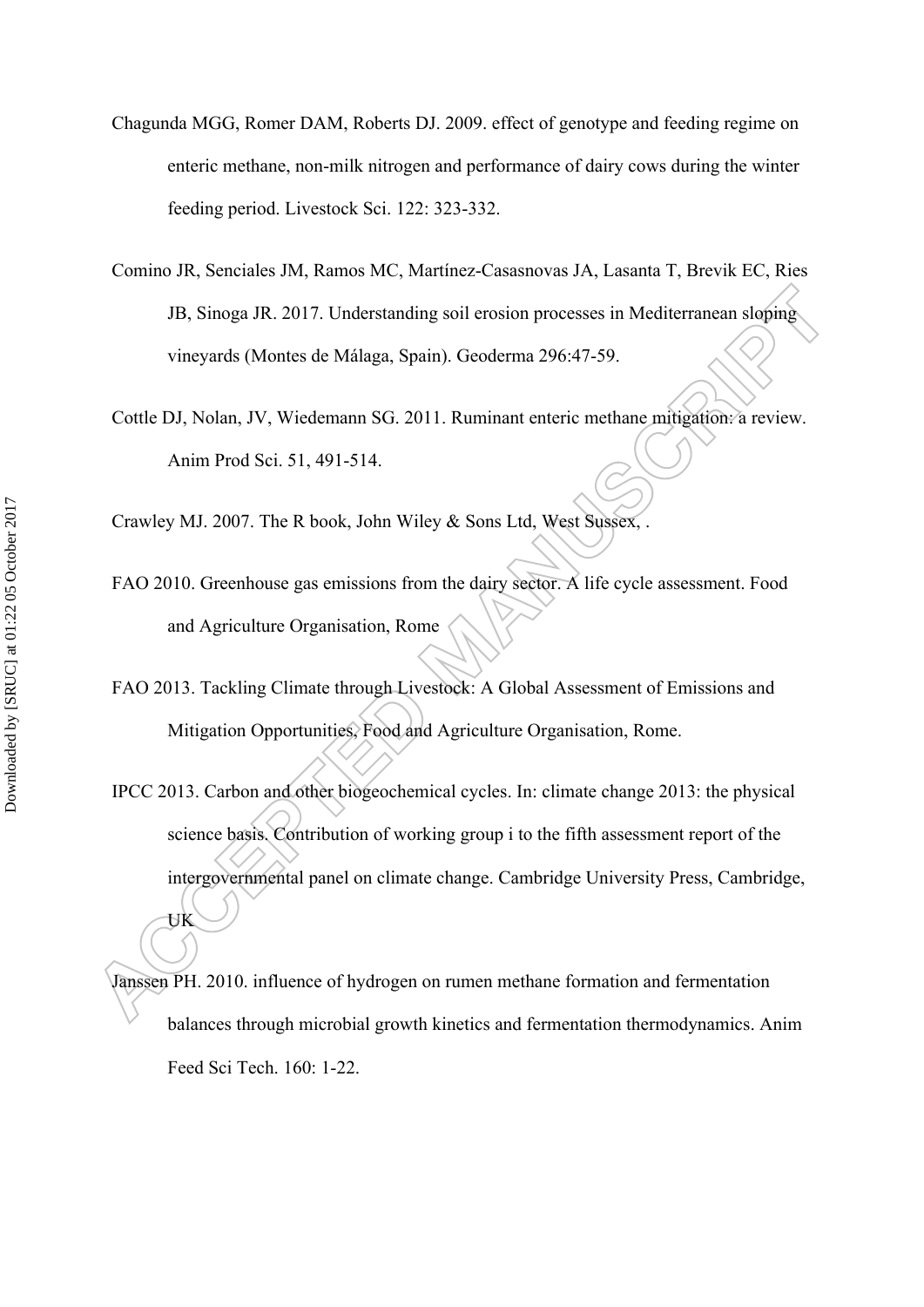Chagunda MGG, Romer DAM, Roberts DJ. 2009. effect of genotype and feeding regime on enteric methane, non-milk nitrogen and performance of dairy cows during the winter feeding period. Livestock Sci. 122: 323-332.

Comino JR, Senciales JM, Ramos MC, Martínez-Casasnovas JA, Lasanta T, Brevik EC, Ries JB, Sinoga JR. 2017. Understanding soil erosion processes in Mediterranean sloping vineyards (Montes de Málaga, Spain). Geoderma 296:47-59.

Cottle DJ, Nolan, JV, Wiedemann SG. 2011. Ruminant enteric methane mitigation: a review. Anim Prod Sci. 51, 491-514.

Crawley MJ. 2007. The R book, John Wiley & Sons Ltd, West Sussex, .

FAO 2010. Greenhouse gas emissions from the dairy sector. A life cycle assessment. Food and Agriculture Organisation, Rome

FAO 2013. Tackling Climate through Livestock: A Global Assessment of Emissions and Mitigation Opportunities, Food and Agriculture Organisation, Rome.

IPCC 2013. Carbon and other biogeochemical cycles. In: climate change 2013: the physical science basis. Contribution of working group i to the fifth assessment report of the intergovernmental panel on climate change. Cambridge University Press, Cambridge, UK

Janssen PH. 2010. influence of hydrogen on rumen methane formation and fermentation balances through microbial growth kinetics and fermentation thermodynamics. Anim Feed Sci Tech. 160: 1-22.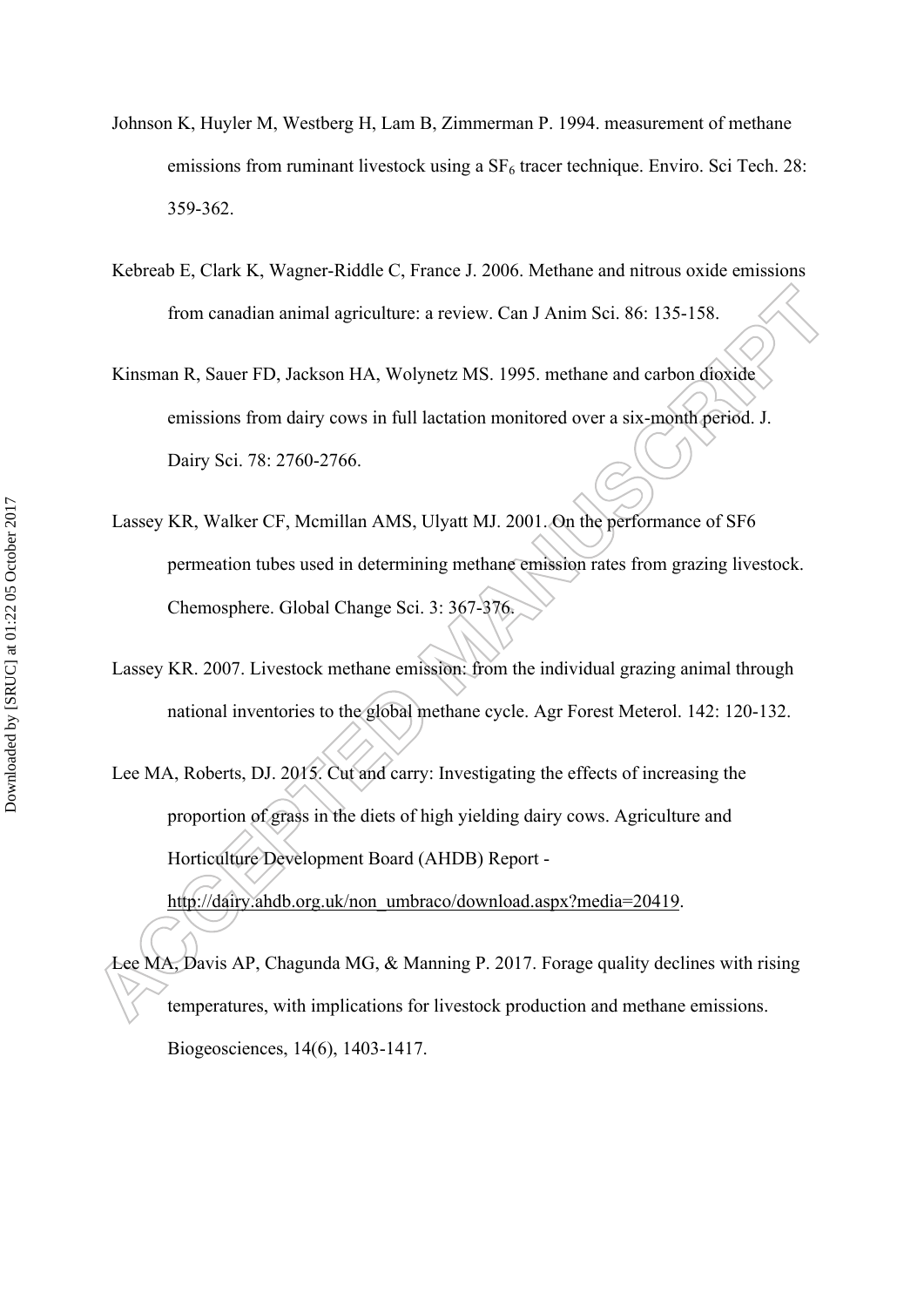Johnson K, Huyler M, Westberg H, Lam B, Zimmerman P. 1994. measurement of methane emissions from ruminant livestock using a $SF_6$ tracer technique. Enviro. Sci Tech. 28: 359-362.

Kebreab E, Clark K, Wagner-Riddle C, France J. 2006. Methane and nitrous oxide emissions from canadian animal agriculture: a review. Can J Anim Sci. 86: 135-158.

Kinsman R, Sauer FD, Jackson HA, Wolynetz MS. 1995. methane and carbon dioxide emissions from dairy cows in full lactation monitored over a six-month period. J. Dairy Sci. 78: 2760-2766.

Lassey KR, Walker CF, Mcmillan AMS, Ulyatt MJ. 2001. On the performance of SF6 permeation tubes used in determining methane emission rates from grazing livestock. Chemosphere. Global Change Sci. 3: 367-376.

Lassey KR. 2007. Livestock methane emission: from the individual grazing animal through national inventories to the global methane cycle. Agr Forest Meterol. 142: 120-132.

Lee MA, Roberts, DJ. 2015. Cut and carry: Investigating the effects of increasing the proportion of grass in the diets of high yielding dairy cows. Agriculture and Horticulture Development Board (AHDB) Report - http://dairy.ahdb.org.uk/non_umbraco/download.aspx?media=20419.

Lee MA, Davis AP, Chagunda MG, & Manning P. 2017. Forage quality declines with rising temperatures, with implications for livestock production and methane emissions. Biogeosciences, 14(6), 1403-1417.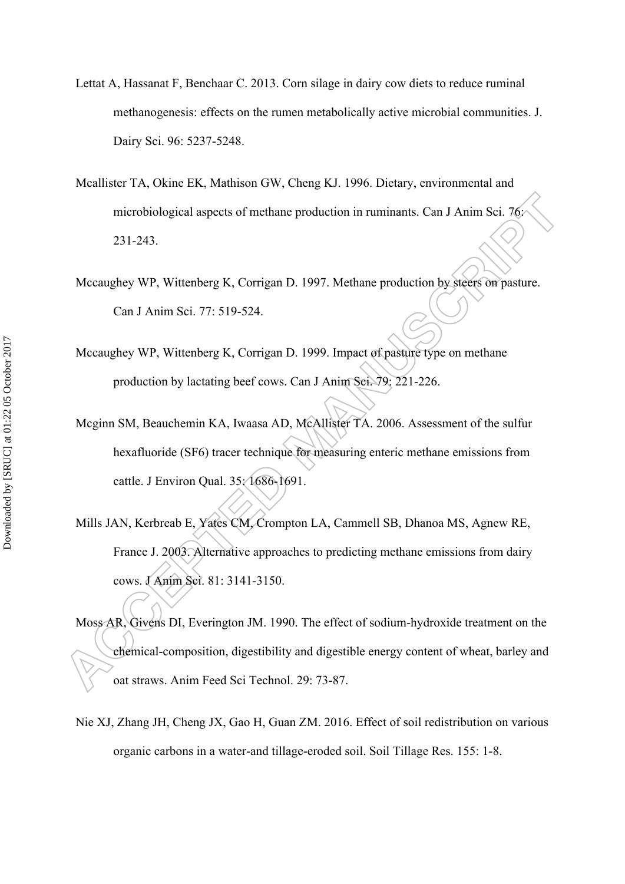Lettat A, Hassanat F, Benchaar C. 2013. Corn silage in dairy cow diets to reduce ruminal methanogenesis: effects on the rumen metabolically active microbial communities. J. Dairy Sci. 96: 5237-5248.

Mcallister TA, Okine EK, Mathison GW, Cheng KJ. 1996. Dietary, environmental and microbiological aspects of methane production in ruminants. Can J Anim Sci. 76: 231-243.

Mccaughey WP, Wittenberg K, Corrigan D. 1997. Methane production by steers on pasture. Can J Anim Sci. 77: 519-524.

Mccaughey WP, Wittenberg K, Corrigan D. 1999. Impact of pasture type on methane production by lactating beef cows. Can J Anim Sci. 79: 221-226.

Mcginn SM, Beauchemin KA, Iwaasa AD, McAllister TA. 2006. Assessment of the sulfur hexafluoride (SF6) tracer technique for measuring enteric methane emissions from cattle. J Environ Qual. 35: 1686-1691.

Mills JAN, Kerbreab E, Yates CM, Crompton LA, Cammell SB, Dhanoa MS, Agnew RE, France J. 2003. Alternative approaches to predicting methane emissions from dairy cows. J Anim Sci. 81: 3141-3150.

Moss AR, Givens DI, Everington JM. 1990. The effect of sodium-hydroxide treatment on the chemical-composition, digestibility and digestible energy content of wheat, barley and oat straws. Anim Feed Sci Technol. 29: 73-87.

Nie XJ, Zhang JH, Cheng JX, Gao H, Guan ZM. 2016. Effect of soil redistribution on various organic carbons in a water-and tillage-eroded soil. Soil Tillage Res. 155: 1-8.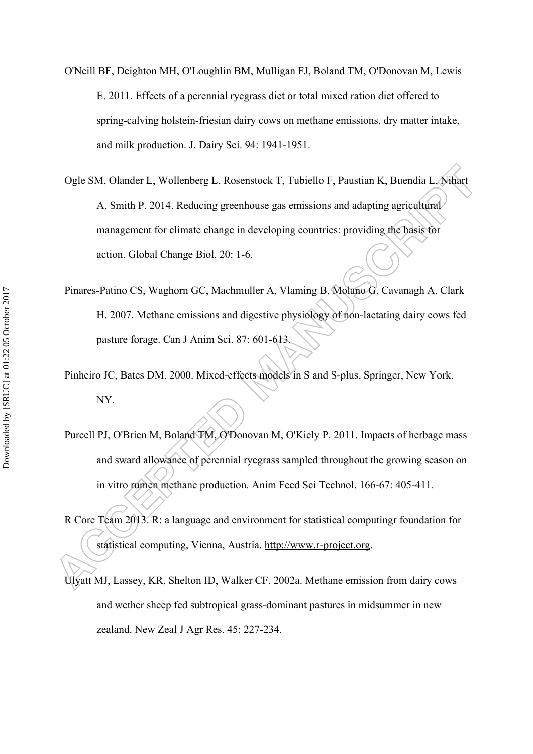O'Neill BF, Deighton MH, O'Loughlin BM, Mulligan FJ, Boland TM, O'Donovan M, Lewis E. 2011. Effects of a perennial ryegrass diet or total mixed ration diet offered to spring-calving holstein-friesian dairy cows on methane emissions, dry matter intake, and milk production. J. Dairy Sci. 94: 1941-1951.

Ogle SM, Olander L, Wollenberg L, Rosenstock T, Tubiello F, Paustian K, Buendia L, Nihart A, Smith P. 2014. Reducing greenhouse gas emissions and adapting agricultural management for climate change in developing countries: providing the basis for action. Global Change Biol. 20: 1-6.

Pinares-Patino CS, Waghorn GC, Machmuller A, Vlaming B, Molano G, Cavanagh A, Clark H. 2007. Methane emissions and digestive physiology of non-lactating dairy cows fed pasture forage. Can J Anim Sci. 87: 601-613.

Pinheiro JC, Bates DM. 2000. Mixed-effects models in S and S-plus, Springer, New York, NY.

Purcell PJ, O'Brien M, Boland TM, O'Donovan M, O'Kiely P. 2011. Impacts of herbage mass and sward allowance of perennial ryegrass sampled throughout the growing season on in vitro rumen methane production. Anim Feed Sci Technol. 166-67: 405-411.

R Core Team 2013. R: a language and environment for statistical computingr foundation for statistical computing, Vienna, Austria. http://www.r-project.org.

Ulyatt MJ, Lassey, KR, Shelton ID, Walker CF. 2002a. Methane emission from dairy cows and wether sheep fed subtropical grass-dominant pastures in midsummer in new zealand. New Zeal J Agr Res. 45: 227-234.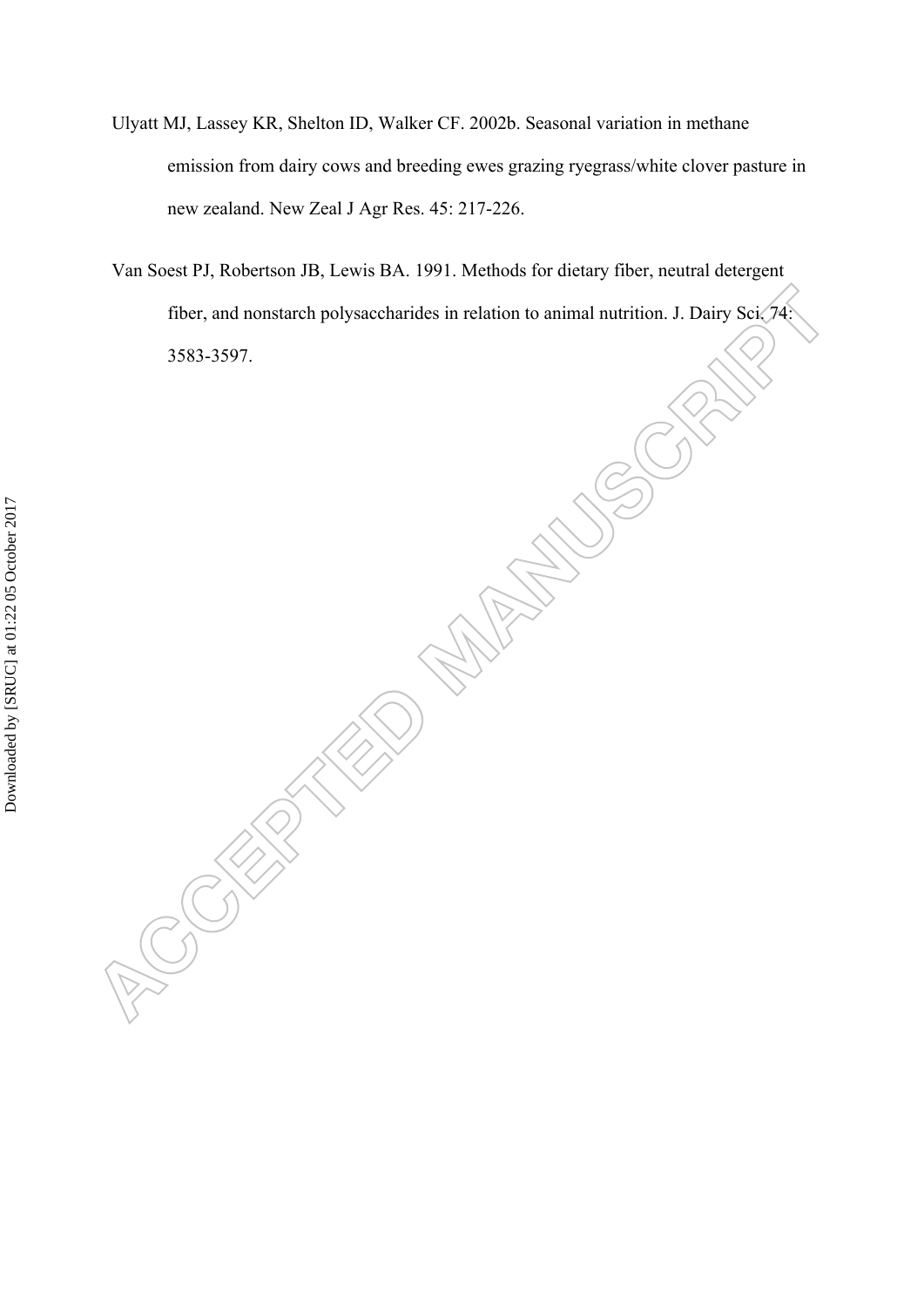Ulyatt MJ, Lassey KR, Shelton ID, Walker CF. 2002b. Seasonal variation in methane emission from dairy cows and breeding ewes grazing ryegrass/white clover pasture in new zealand. New Zeal J Agr Res. 45: 217-226.

Van Soest PJ, Robertson JB, Lewis BA. 1991. Methods for dietary fiber, neutral detergent fiber, and nonstarch polysaccharides in relation to animal nutrition. J. Dairy Sci. 74: 3583-3597.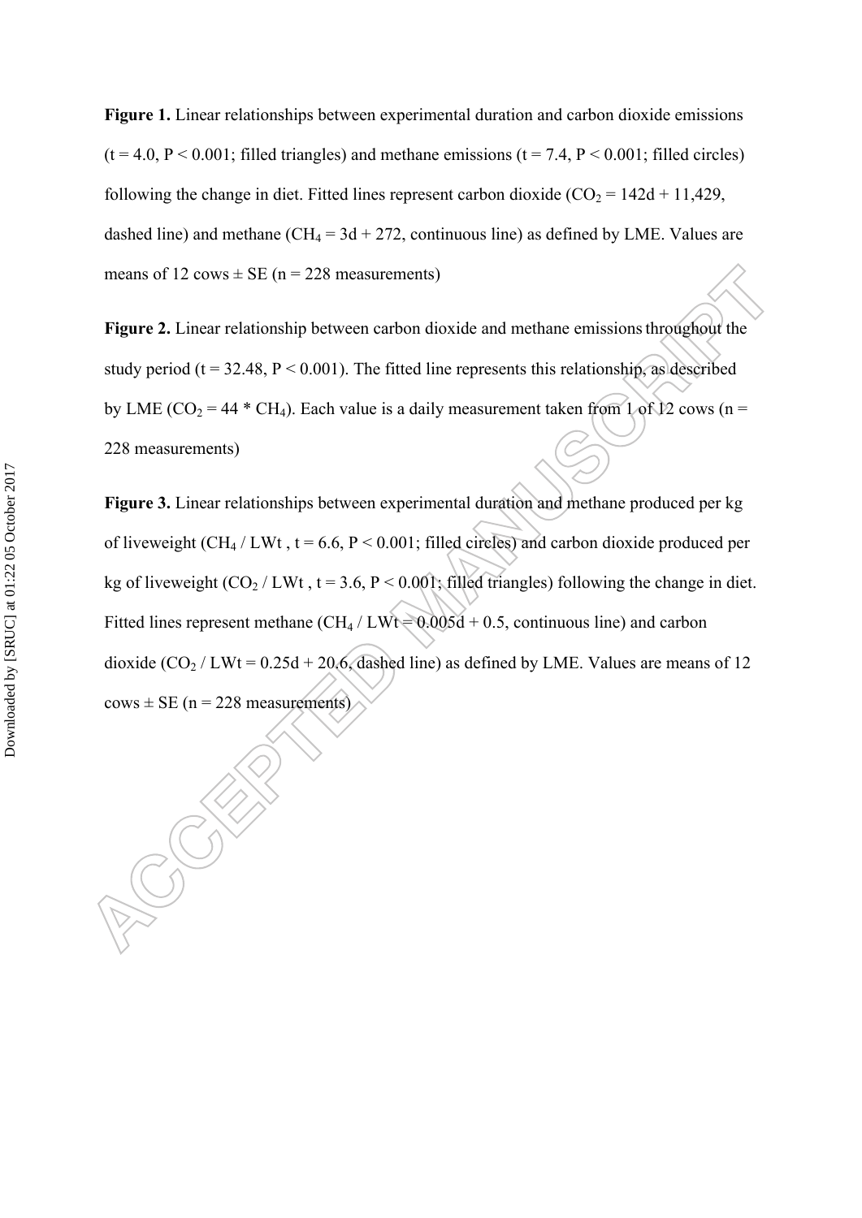**Figure 1.** Linear relationships between experimental duration and carbon dioxide emissions ($t = 4.0$, $P < 0.001$; filled triangles) and methane emissions ($t = 7.4$, $P < 0.001$; filled circles) following the change in diet. Fitted lines represent carbon dioxide ($CO_2 = 142d + 11{,}429$, dashed line) and methane ($CH_4 = 3d + 272$, continuous line) as defined by LME. Values are means of 12 cows ± SE (n = 228 measurements)

**Figure 2.** Linear relationship between carbon dioxide and methane emissions throughout the study period ($t = 32.48$, $P < 0.001$). The fitted line represents this relationship, as described by LME ($CO_2 = 44 * CH_4$). Each value is a daily measurement taken from 1 of 12 cows (n = 228 measurements)

**Figure 3.** Linear relationships between experimental duration and methane produced per kg of liveweight ($CH_4$ / LWt , $t = 6.6$, $P < 0.001$; filled circles) and carbon dioxide produced per kg of liveweight ($CO_2$ / LWt , $t = 3.6$, $P < 0.001$; filled triangles) following the change in diet. Fitted lines represent methane ($CH_4 / LWt = 0.005d + 0.5$, continuous line) and carbon dioxide ($CO_2 / LWt = 0.25d + 20.6$, dashed line) as defined by LME. Values are means of 12 cows ± SE (n = 228 measurements)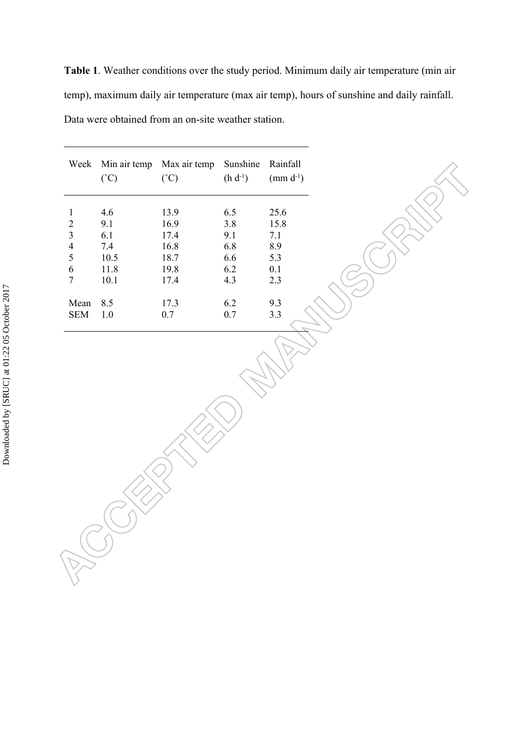**Table 1**. Weather conditions over the study period. Minimum daily air temperature (min air temp), maximum daily air temperature (max air temp), hours of sunshine and daily rainfall. Data were obtained from an on-site weather station.

| Week | Min air temp (˚C) | Max air temp (˚C) | Sunshine (h $d^{-1}$) | Rainfall (mm $d^{-1}$) |
|---|---|---|---|---|
| 1 | 4.6 | 13.9 | 6.5 | 25.6 |
| 2 | 9.1 | 16.9 | 3.8 | 15.8 |
| 3 | 6.1 | 17.4 | 9.1 | 7.1 |
| 4 | 7.4 | 16.8 | 6.8 | 8.9 |
| 5 | 10.5 | 18.7 | 6.6 | 5.3 |
| 6 | 11.8 | 19.8 | 6.2 | 0.1 |
| 7 | 10.1 | 17.4 | 4.3 | 2.3 |
| Mean | 8.5 | 17.3 | 6.2 | 9.3 |
| SEM | 1.0 | 0.7 | 0.7 | 3.3 |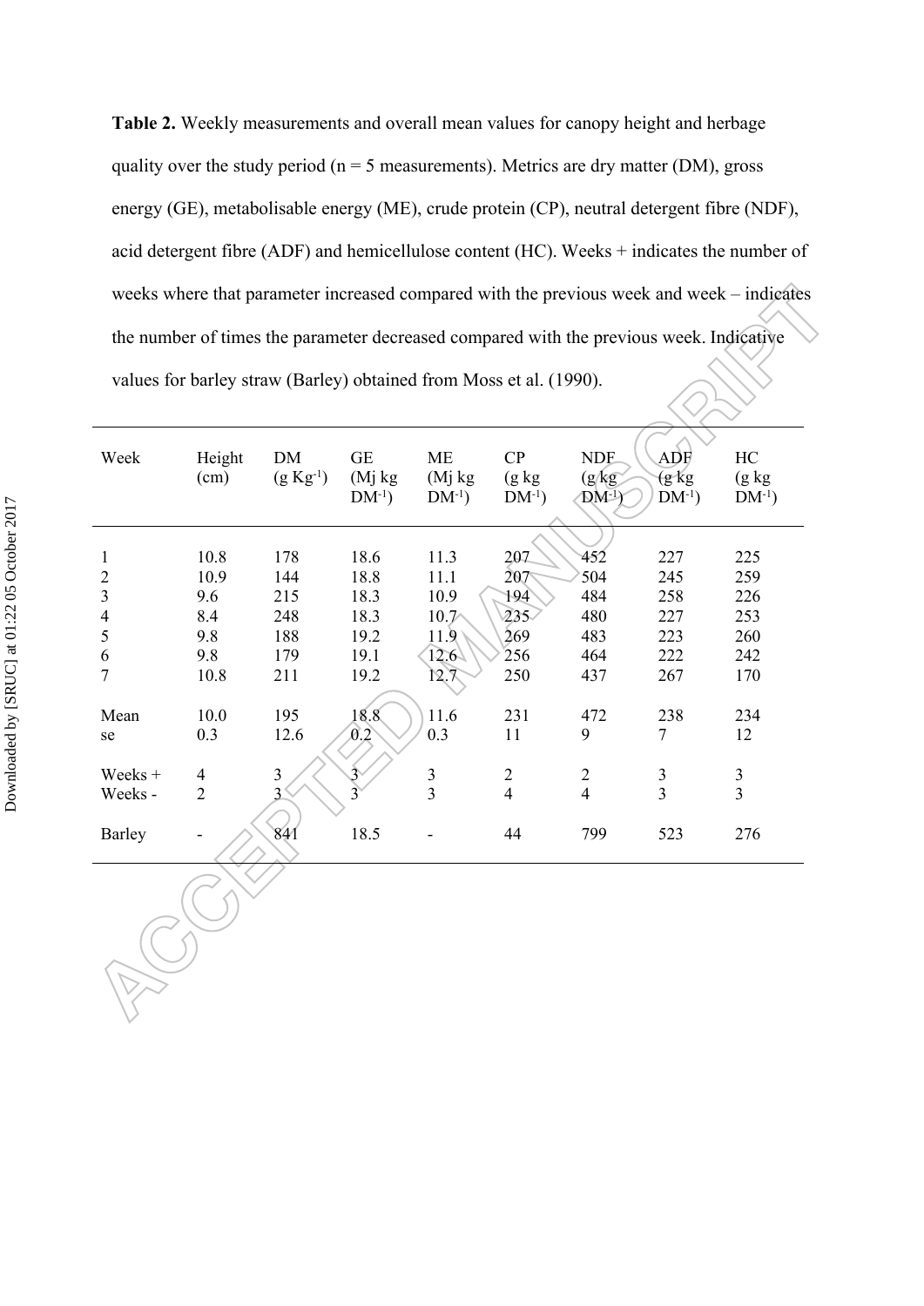**Table 2.** Weekly measurements and overall mean values for canopy height and herbage quality over the study period (n = 5 measurements). Metrics are dry matter (DM), gross energy (GE), metabolisable energy (ME), crude protein (CP), neutral detergent fibre (NDF), acid detergent fibre (ADF) and hemicellulose content (HC). Weeks + indicates the number of weeks where that parameter increased compared with the previous week and week – indicates the number of times the parameter decreased compared with the previous week. Indicative values for barley straw (Barley) obtained from Moss et al. (1990).

| Week | Height (cm) | DM (g $Kg^{-1}$) | GE (Mj kg $DM^{-1}$) | ME (Mj kg $DM^{-1}$) | CP (g kg $DM^{-1}$) | NDF (g kg $DM^{-1}$) | ADF (g kg $DM^{-1}$) | HC (g kg $DM^{-1}$) |
|---|---|---|---|---|---|---|---|---|
| 1 | 10.8 | 178 | 18.6 | 11.3 | 207 | 452 | 227 | 225 |
| 2 | 10.9 | 144 | 18.8 | 11.1 | 207 | 504 | 245 | 259 |
| 3 | 9.6 | 215 | 18.3 | 10.9 | 194 | 484 | 258 | 226 |
| 4 | 8.4 | 248 | 18.3 | 10.7 | 235 | 480 | 227 | 253 |
| 5 | 9.8 | 188 | 19.2 | 11.9 | 269 | 483 | 223 | 260 |
| 6 | 9.8 | 179 | 19.1 | 12.6 | 256 | 464 | 222 | 242 |
| 7 | 10.8 | 211 | 19.2 | 12.7 | 250 | 437 | 267 | 170 |
| Mean | 10.0 | 195 | 18.8 | 11.6 | 231 | 472 | 238 | 234 |
| se | 0.3 | 12.6 | 0.2 | 0.3 | 11 | 9 | 7 | 12 |
| Weeks + | 4 | 3 | 3 | 3 | 2 | 2 | 3 | 3 |
| Weeks - | 2 | 3 | 3 | 3 | 4 | 4 | 3 | 3 |
| Barley | - | 841 | 18.5 | - | 44 | 799 | 523 | 276 |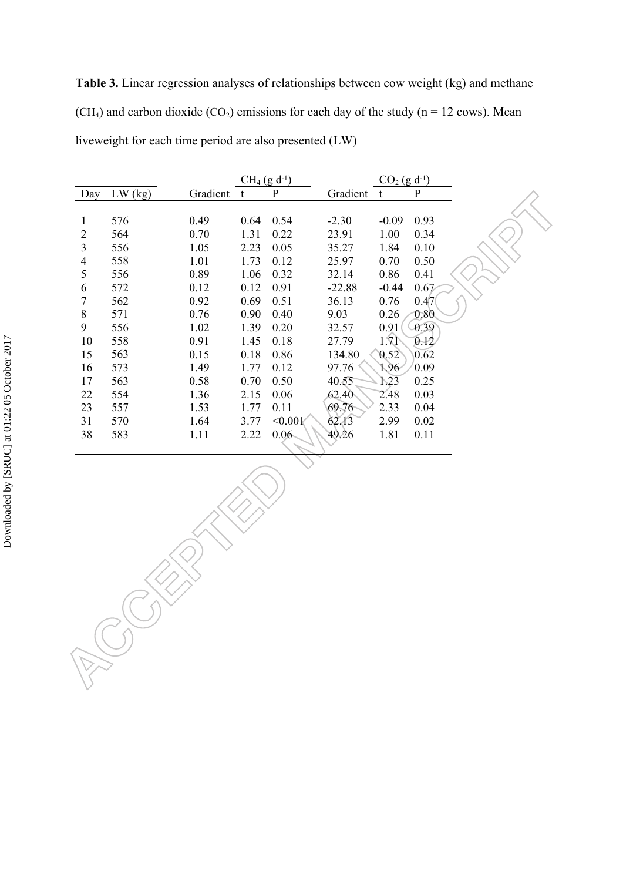**Table 3.** Linear regression analyses of relationships between cow weight (kg) and methane ($CH_4$) and carbon dioxide ($CO_2$) emissions for each day of the study (n = 12 cows). Mean liveweight for each time period are also presented (LW)

| | | $CH_4$ (g $d^{-1}$) | | | $CO_2$ (g $d^{-1}$) | | |
|---|---|---|---|---|---|---|---|
| Day | LW (kg) | Gradient | t | P | Gradient | t | P |
| 1 | 576 | 0.49 | 0.64 | 0.54 | -2.30 | -0.09 | 0.93 |
| 2 | 564 | 0.70 | 1.31 | 0.22 | 23.91 | 1.00 | 0.34 |
| 3 | 556 | 1.05 | 2.23 | 0.05 | 35.27 | 1.84 | 0.10 |
| 4 | 558 | 1.01 | 1.73 | 0.12 | 25.97 | 0.70 | 0.50 |
| 5 | 556 | 0.89 | 1.06 | 0.32 | 32.14 | 0.86 | 0.41 |
| 6 | 572 | 0.12 | 0.12 | 0.91 | -22.88 | -0.44 | 0.67 |
| 7 | 562 | 0.92 | 0.69 | 0.51 | 36.13 | 0.76 | 0.47 |
| 8 | 571 | 0.76 | 0.90 | 0.40 | 9.03 | 0.26 | 0.80 |
| 9 | 556 | 1.02 | 1.39 | 0.20 | 32.57 | 0.91 | 0.39 |
| 10 | 558 | 0.91 | 1.45 | 0.18 | 27.79 | 1.71 | 0.12 |
| 15 | 563 | 0.15 | 0.18 | 0.86 | 134.80 | 0.52 | 0.62 |
| 16 | 573 | 1.49 | 1.77 | 0.12 | 97.76 | 1.96 | 0.09 |
| 17 | 563 | 0.58 | 0.70 | 0.50 | 40.55 | 1.23 | 0.25 |
| 22 | 554 | 1.36 | 2.15 | 0.06 | 62.40 | 2.48 | 0.03 |
| 23 | 557 | 1.53 | 1.77 | 0.11 | 69.76 | 2.33 | 0.04 |
| 31 | 570 | 1.64 | 3.77 | <0.001 | 62.13 | 2.99 | 0.02 |
| 38 | 583 | 1.11 | 2.22 | 0.06 | 49.26 | 1.81 | 0.11 |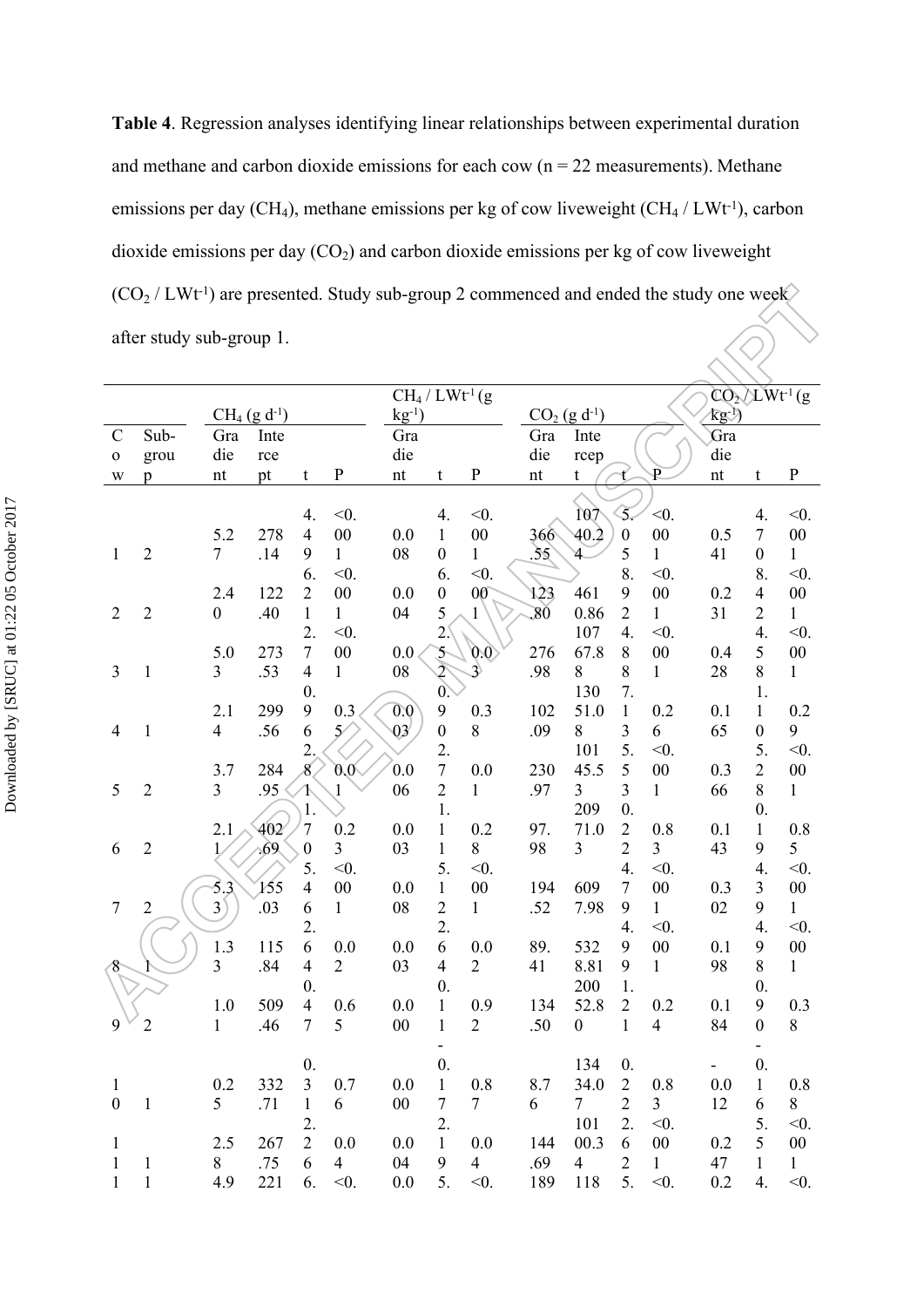**Table 4**. Regression analyses identifying linear relationships between experimental duration and methane and carbon dioxide emissions for each cow (n = 22 measurements). Methane emissions per day ($CH_4$), methane emissions per kg of cow liveweight ($CH_4$ / $LWt^{-1}$), carbon dioxide emissions per day ($CO_2$) and carbon dioxide emissions per kg of cow liveweight ($CO_2$ / $LWt^{-1}$) are presented. Study sub-group 2 commenced and ended the study one week after study sub-group 1.

| | | $CH_4$ (g $d^{-1}$) | | | | $CH_4$ / $LWt^{-1}$ (g $kg^{-1}$) | | | $CO_2$ (g $d^{-1}$) | | | | $CO_2$ / $LWt^{-1}$ (g $kg^{-1}$) | | |
|---|---|---|---|---|---|---|---|---|---|---|---|---|---|---|---|
| Cow | Sub-group | Gradient | Intercept | t | P | Gradient | t | P | Gradient | Intercept | t | P | Gradient | t | P |
| 1 | 2 | 5.27 | 278.14 | 4.49 | <0.001 | 0.008 | 4.10 | <0.001 | 366.55 | 10740.24 | 5.05 | <0.001 | 0.541 | 4.70 | <0.001 |
| 2 | 2 | 2.40 | 122.40 | 6.21 | <0.001 | 0.004 | 6.05 | <0.001 | 123.80 | 46190.86 | 8.92 | <0.001 | 0.231 | 8.42 | <0.001 |
| 3 | 1 | 5.03 | 273.53 | 2.74 | <0.001 | 0.008 | 2.52 | 0.03 | 276.98 | 10767.88 | 4.88 | <0.001 | 0.428 | 4.58 | <0.001 |
| 4 | 1 | 2.14 | 299.56 | 0.96 | 0.35 | 0.003 | 0.90 | 0.38 | 102.09 | 13051.08 | 7.13 | 0.26 | 0.165 | 1.10 | 0.29 |
| 5 | 2 | 3.73 | 284.95 | 2.81 | 0.01 | 0.006 | 2.72 | 0.01 | 230.97 | 10145.53 | 5.53 | <0.001 | 0.366 | 5.28 | <0.001 |
| 6 | 2 | 2.11 | 402.69 | 1.70 | 0.23 | 0.003 | 1.11 | 0.28 | 97.98 | 20971.03 | 0.22 | 0.83 | 0.143 | 0.19 | 0.85 |
| 7 | 2 | 5.33 | 155.03 | 5.46 | <0.001 | 0.008 | 5.12 | <0.001 | 194.52 | 6097.98 | 4.79 | <0.001 | 0.302 | 4.39 | <0.001 |
| 8 | 1 | 1.33 | 115.84 | 2.64 | 0.02 | 0.003 | 2.64 | 0.02 | 89.41 | 5328.81 | 4.99 | <0.001 | 0.198 | 4.98 | <0.001 |
| 9 | 2 | 1.01 | 509.46 | 0.47 | 0.65 | 0.000 | 0.11 | 0.92 | 134.50 | 20052.80 | 1.21 | 0.24 | 0.184 | 0.90 | 0.38 |
| 10 | 1 | 0.25 | 332.71 | 0.31 | 0.76 | 0.000 | -0.17 | 0.87 | 8.76 | 13434.07 | 0.22 | 0.83 | -0.012 | -0.16 | 0.88 |
| 11 | 1 | 2.58 | 267.75 | 2.26 | 0.04 | 0.004 | 2.19 | 0.04 | 144.69 | 10100.34 | 2.62 | <0.001 | 0.247 | 5.51 | <0.001 |
| 11 | 1 | 4.9 | 221 | 6. | <0. | 0.0 | 5. | <0. | 189 | 118 | 5. | <0. | 0.2 | 4. | <0. |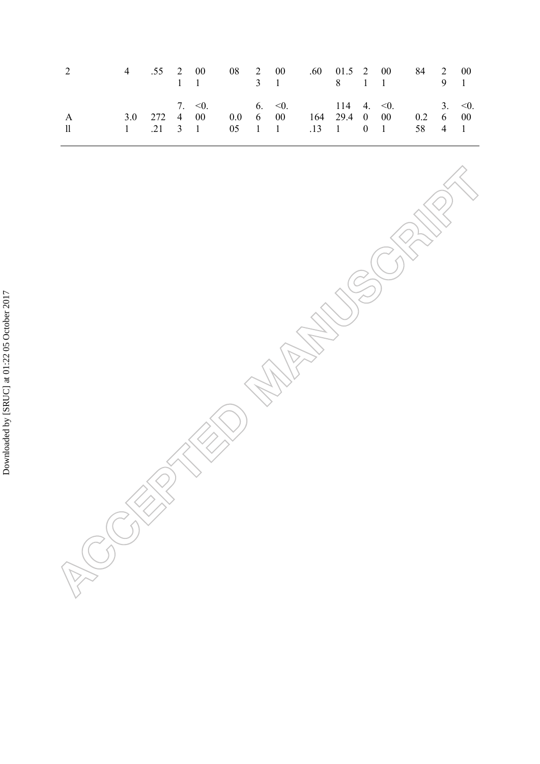| 2 | 4 | .55 | 2<br>1 | 00<br>1 | 08 | 2<br>3 | 00<br>1 | .60 | 01.5<br>8 | 2<br>1 | 00<br>1 | 84 | 2<br>9 | 00<br>1 |
|---|---|---|---|---|---|---|---|---|---|---|---|---|---|---|
| A<br>ll | 3.0<br>1 | 272<br>.21 | 7.<br>4<br>3 | <0.<br>00<br>1 | 0.0<br>05 | 6.<br>6<br>1 | <0.<br>00<br>1 | 164<br>.13 | 114<br>29.4<br>1 | 4.<br>0<br>0 | <0.<br>00<br>1 | 0.2<br>58 | 3.<br>6<br>4 | <0.<br>00<br>1 |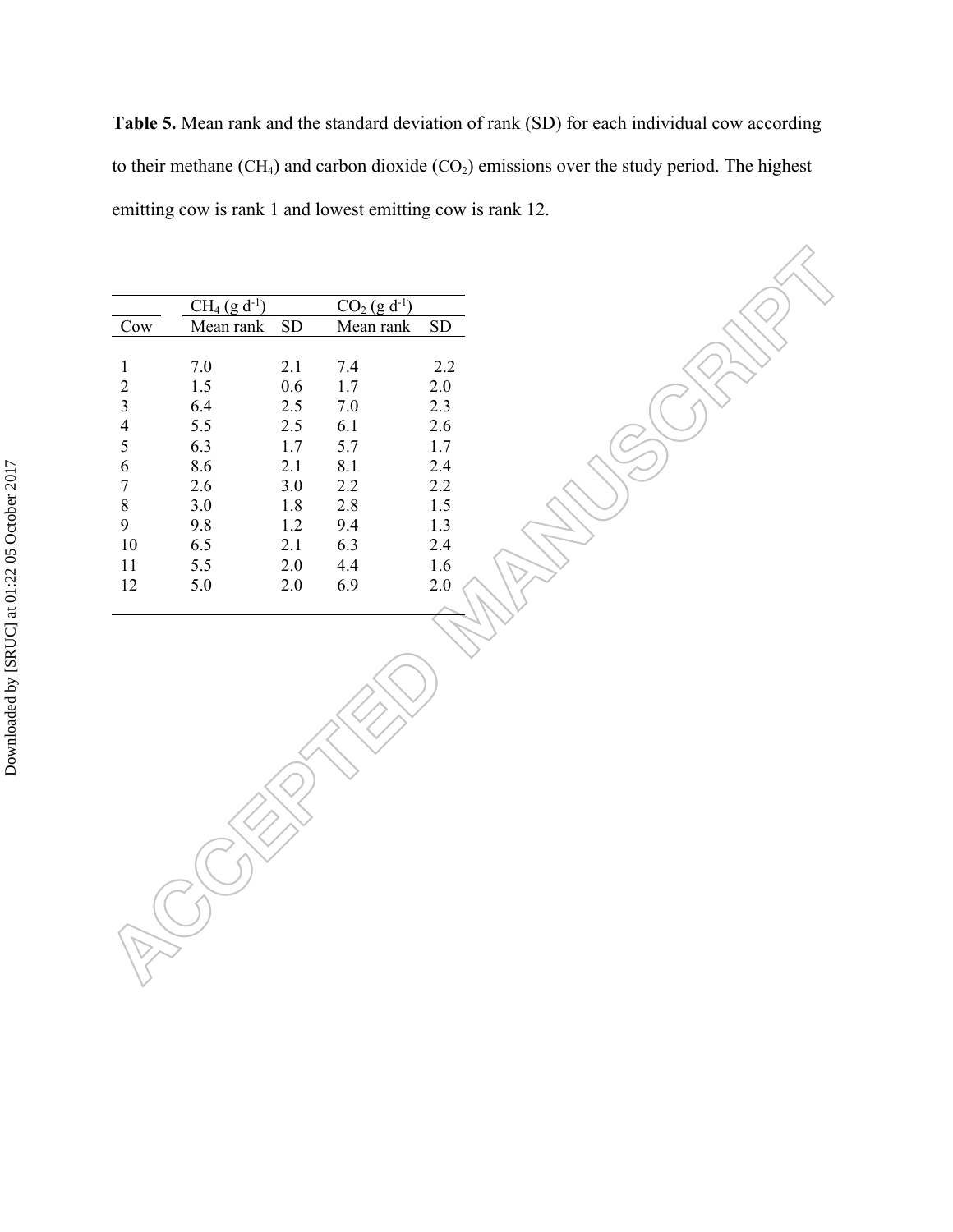**Table 5.** Mean rank and the standard deviation of rank (SD) for each individual cow according to their methane ($CH_4$) and carbon dioxide ($CO_2$) emissions over the study period. The highest emitting cow is rank 1 and lowest emitting cow is rank 12.

| | $CH_4$ (g $d^{-1}$) | | $CO_2$ (g $d^{-1}$) | |
|---|---|---|---|---|
| Cow | Mean rank | SD | Mean rank | SD |
| 1 | 7.0 | 2.1 | 7.4 | 2.2 |
| 2 | 1.5 | 0.6 | 1.7 | 2.0 |
| 3 | 6.4 | 2.5 | 7.0 | 2.3 |
| 4 | 5.5 | 2.5 | 6.1 | 2.6 |
| 5 | 6.3 | 1.7 | 5.7 | 1.7 |
| 6 | 8.6 | 2.1 | 8.1 | 2.4 |
| 7 | 2.6 | 3.0 | 2.2 | 2.2 |
| 8 | 3.0 | 1.8 | 2.8 | 1.5 |
| 9 | 9.8 | 1.2 | 9.4 | 1.3 |
| 10 | 6.5 | 2.1 | 6.3 | 2.4 |
| 11 | 5.5 | 2.0 | 4.4 | 1.6 |
| 12 | 5.0 | 2.0 | 6.9 | 2.0 |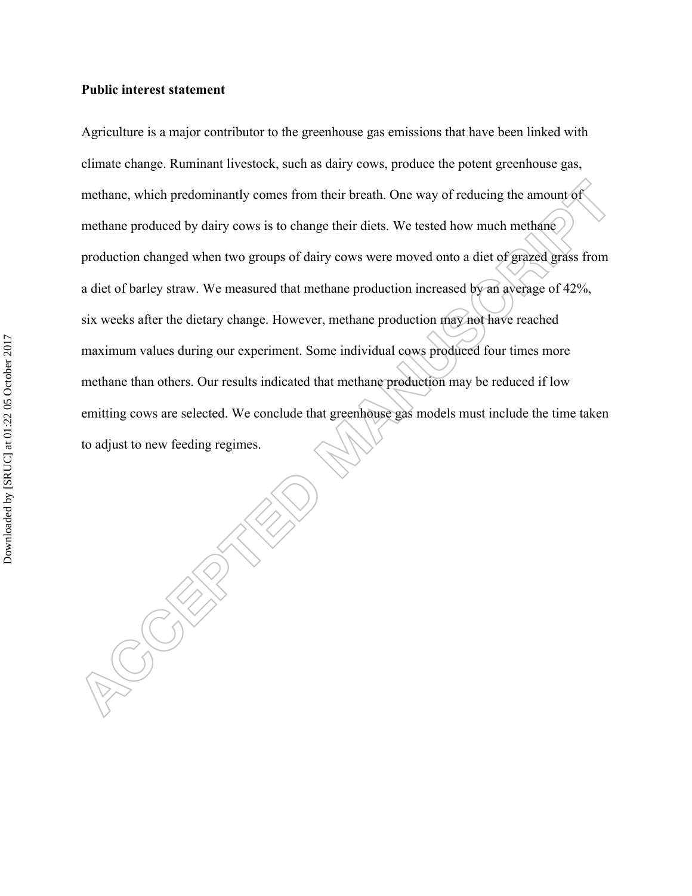**Public interest statement**

Agriculture is a major contributor to the greenhouse gas emissions that have been linked with climate change. Ruminant livestock, such as dairy cows, produce the potent greenhouse gas, methane, which predominantly comes from their breath. One way of reducing the amount of methane produced by dairy cows is to change their diets. We tested how much methane production changed when two groups of dairy cows were moved onto a diet of grazed grass from a diet of barley straw. We measured that methane production increased by an average of 42%, six weeks after the dietary change. However, methane production may not have reached maximum values during our experiment. Some individual cows produced four times more methane than others. Our results indicated that methane production may be reduced if low emitting cows are selected. We conclude that greenhouse gas models must include the time taken to adjust to new feeding regimes.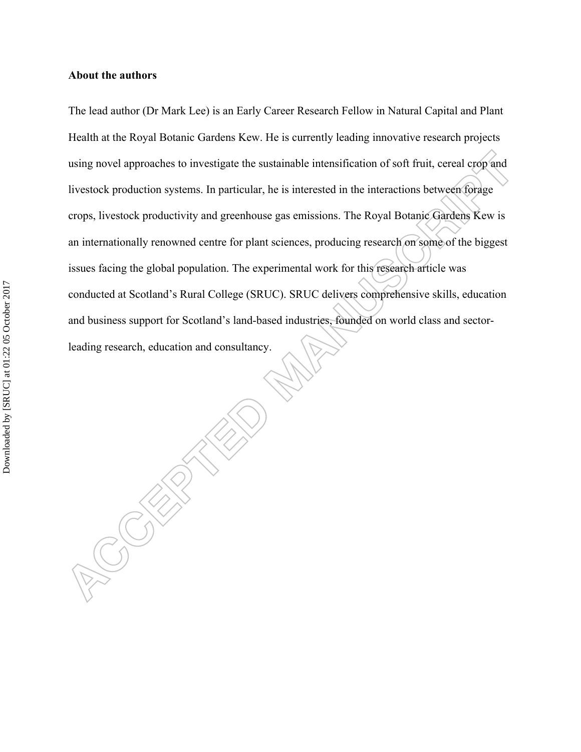**About the authors**

The lead author (Dr Mark Lee) is an Early Career Research Fellow in Natural Capital and Plant Health at the Royal Botanic Gardens Kew. He is currently leading innovative research projects using novel approaches to investigate the sustainable intensification of soft fruit, cereal crop and livestock production systems. In particular, he is interested in the interactions between forage crops, livestock productivity and greenhouse gas emissions. The Royal Botanic Gardens Kew is an internationally renowned centre for plant sciences, producing research on some of the biggest issues facing the global population. The experimental work for this research article was conducted at Scotland's Rural College (SRUC). SRUC delivers comprehensive skills, education and business support for Scotland's land-based industries, founded on world class and sector-leading research, education and consultancy.